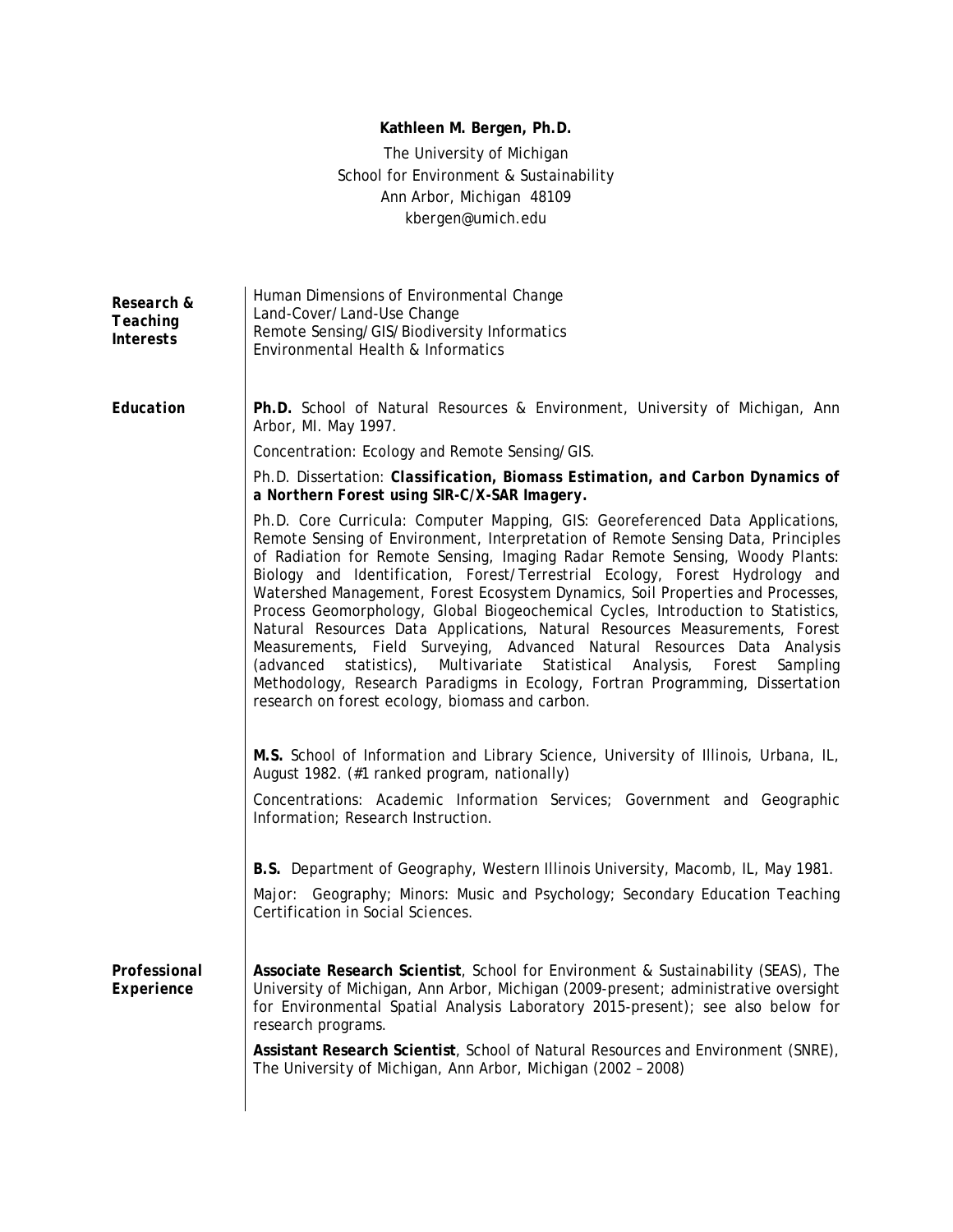# Kathleen M. Bergen, Ph.D.

The University of Michigan
School for Environment & Sustainability
Ann Arbor, Michigan 48109
kbergen@umich.edu

## Research & Teaching Interests

Human Dimensions of Environmental Change
Land-Cover/Land-Use Change
Remote Sensing/GIS/Biodiversity Informatics
Environmental Health & Informatics

## Education

**Ph.D.** School of Natural Resources & Environment, University of Michigan, Ann Arbor, MI. May 1997.

Concentration: Ecology and Remote Sensing/GIS.

Ph.D. Dissertation: ***Classification, Biomass Estimation, and Carbon Dynamics of a Northern Forest using SIR-C/X-SAR Imagery.***

Ph.D. Core Curricula: Computer Mapping, GIS: Georeferenced Data Applications, Remote Sensing of Environment, Interpretation of Remote Sensing Data, Principles of Radiation for Remote Sensing, Imaging Radar Remote Sensing, Woody Plants: Biology and Identification, Forest/Terrestrial Ecology, Forest Hydrology and Watershed Management, Forest Ecosystem Dynamics, Soil Properties and Processes, Process Geomorphology, Global Biogeochemical Cycles, Introduction to Statistics, Natural Resources Data Applications, Natural Resources Measurements, Forest Measurements, Field Surveying, Advanced Natural Resources Data Analysis (advanced statistics), Multivariate Statistical Analysis, Forest Sampling Methodology, Research Paradigms in Ecology, Fortran Programming, Dissertation research on forest ecology, biomass and carbon.

**M.S.** School of Information and Library Science, University of Illinois, Urbana, IL, August 1982. (#1 ranked program, nationally)

Concentrations: Academic Information Services; Government and Geographic Information; Research Instruction.

**B.S.** Department of Geography, Western Illinois University, Macomb, IL, May 1981.

Major: Geography; Minors: Music and Psychology; Secondary Education Teaching Certification in Social Sciences.

## Professional Experience

**Associate Research Scientist**, School for Environment & Sustainability (SEAS), The University of Michigan, Ann Arbor, Michigan (2009-present; administrative oversight for Environmental Spatial Analysis Laboratory 2015-present); see also below for research programs.

**Assistant Research Scientist**, School of Natural Resources and Environment (SNRE), The University of Michigan, Ann Arbor, Michigan (2002 – 2008)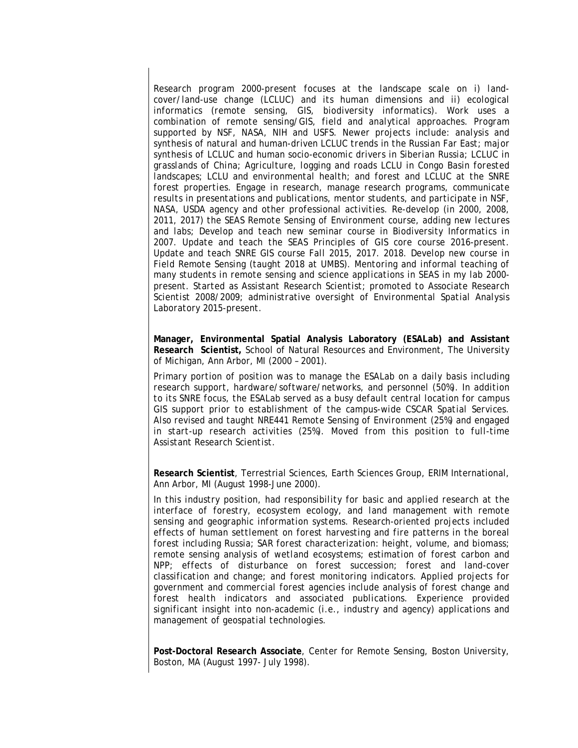Research program 2000-present focuses at the landscape scale on i) land-cover/land-use change (LCLUC) and its human dimensions and ii) ecological informatics (remote sensing, GIS, biodiversity informatics). Work uses a combination of remote sensing/GIS, field and analytical approaches. Program supported by NSF, NASA, NIH and USFS. Newer projects include: analysis and synthesis of natural and human-driven LCLUC trends in the Russian Far East; major synthesis of LCLUC and human socio-economic drivers in Siberian Russia; LCLUC in grasslands of China; Agriculture, logging and roads LCLU in Congo Basin forested landscapes; LCLU and environmental health; and forest and LCLUC at the SNRE forest properties. Engage in research, manage research programs, communicate results in presentations and publications, mentor students, and participate in NSF, NASA, USDA agency and other professional activities. Re-develop (in 2000, 2008, 2011, 2017) the SEAS Remote Sensing of Environment course, adding new lectures and labs; Develop and teach new seminar course in Biodiversity Informatics in 2007. Update and teach the SEAS Principles of GIS core course 2016-present. Update and teach SNRE GIS course Fall 2015, 2017. 2018. Develop new course in Field Remote Sensing (taught 2018 at UMBS). Mentoring and informal teaching of many students in remote sensing and science applications in SEAS in my lab 2000-present. Started as Assistant Research Scientist; promoted to Associate Research Scientist 2008/2009; administrative oversight of Environmental Spatial Analysis Laboratory 2015-present.

**Manager, Environmental Spatial Analysis Laboratory (ESALab) and Assistant Research Scientist,** School of Natural Resources and Environment, The University of Michigan, Ann Arbor, MI (2000 – 2001).

Primary portion of position was to manage the ESALab on a daily basis including research support, hardware/software/networks, and personnel (50%). In addition to its SNRE focus, the ESALab served as a busy default central location for campus GIS support prior to establishment of the campus-wide CSCAR Spatial Services. Also revised and taught NRE441 Remote Sensing of Environment (25%) and engaged in start-up research activities (25%). Moved from this position to full-time Assistant Research Scientist.

**Research Scientist**, Terrestrial Sciences, Earth Sciences Group, ERIM International, Ann Arbor, MI (August 1998-June 2000).

In this industry position, had responsibility for basic and applied research at the interface of forestry, ecosystem ecology, and land management with remote sensing and geographic information systems. Research-oriented projects included effects of human settlement on forest harvesting and fire patterns in the boreal forest including Russia; SAR forest characterization: height, volume, and biomass; remote sensing analysis of wetland ecosystems; estimation of forest carbon and NPP; effects of disturbance on forest succession; forest and land-cover classification and change; and forest monitoring indicators. Applied projects for government and commercial forest agencies include analysis of forest change and forest health indicators and associated publications. Experience provided significant insight into non-academic (i.e., industry and agency) applications and management of geospatial technologies.

**Post-Doctoral Research Associate**, Center for Remote Sensing, Boston University, Boston, MA (August 1997- July 1998).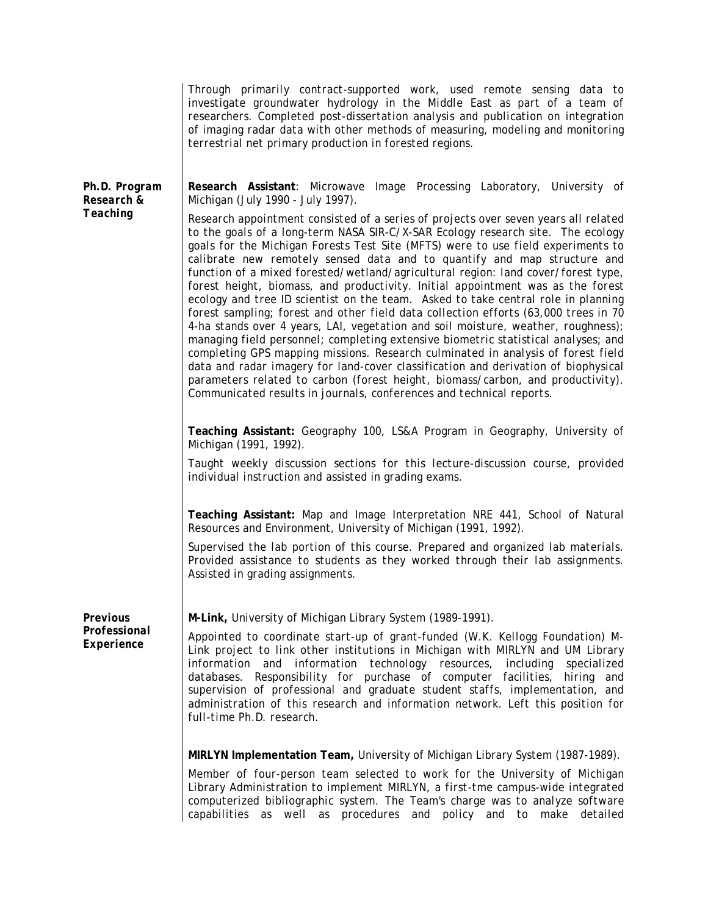Through primarily contract-supported work, used remote sensing data to investigate groundwater hydrology in the Middle East as part of a team of researchers. Completed post-dissertation analysis and publication on integration of imaging radar data with other methods of measuring, modeling and monitoring terrestrial net primary production in forested regions.

### *Ph.D. Program Research & Teaching*

**Research Assistant**: Microwave Image Processing Laboratory, University of Michigan (July 1990 - July 1997).

Research appointment consisted of a series of projects over seven years all related to the goals of a long-term NASA SIR-C/X-SAR Ecology research site. The ecology goals for the Michigan Forests Test Site (MFTS) were to use field experiments to calibrate new remotely sensed data and to quantify and map structure and function of a mixed forested/wetland/agricultural region: land cover/forest type, forest height, biomass, and productivity. Initial appointment was as the forest ecology and tree ID scientist on the team. Asked to take central role in planning forest sampling; forest and other field data collection efforts (63,000 trees in 70 4-ha stands over 4 years, LAI, vegetation and soil moisture, weather, roughness); managing field personnel; completing extensive biometric statistical analyses; and completing GPS mapping missions. Research culminated in analysis of forest field data and radar imagery for land-cover classification and derivation of biophysical parameters related to carbon (forest height, biomass/carbon, and productivity). Communicated results in journals, conferences and technical reports.

**Teaching Assistant:** Geography 100, LS&A Program in Geography, University of Michigan (1991, 1992).

Taught weekly discussion sections for this lecture-discussion course, provided individual instruction and assisted in grading exams.

**Teaching Assistant:** Map and Image Interpretation NRE 441, School of Natural Resources and Environment, University of Michigan (1991, 1992).

Supervised the lab portion of this course. Prepared and organized lab materials. Provided assistance to students as they worked through their lab assignments. Assisted in grading assignments.

### *Previous Professional Experience*

**M-Link,** University of Michigan Library System (1989-1991).

Appointed to coordinate start-up of grant-funded (W.K. Kellogg Foundation) M-Link project to link other institutions in Michigan with MIRLYN and UM Library information and information technology resources, including specialized databases. Responsibility for purchase of computer facilities, hiring and supervision of professional and graduate student staffs, implementation, and administration of this research and information network. Left this position for full-time Ph.D. research.

**MIRLYN Implementation Team,** University of Michigan Library System (1987-1989).

Member of four-person team selected to work for the University of Michigan Library Administration to implement MIRLYN, a first-tme campus-wide integrated computerized bibliographic system. The Team's charge was to analyze software capabilities as well as procedures and policy and to make detailed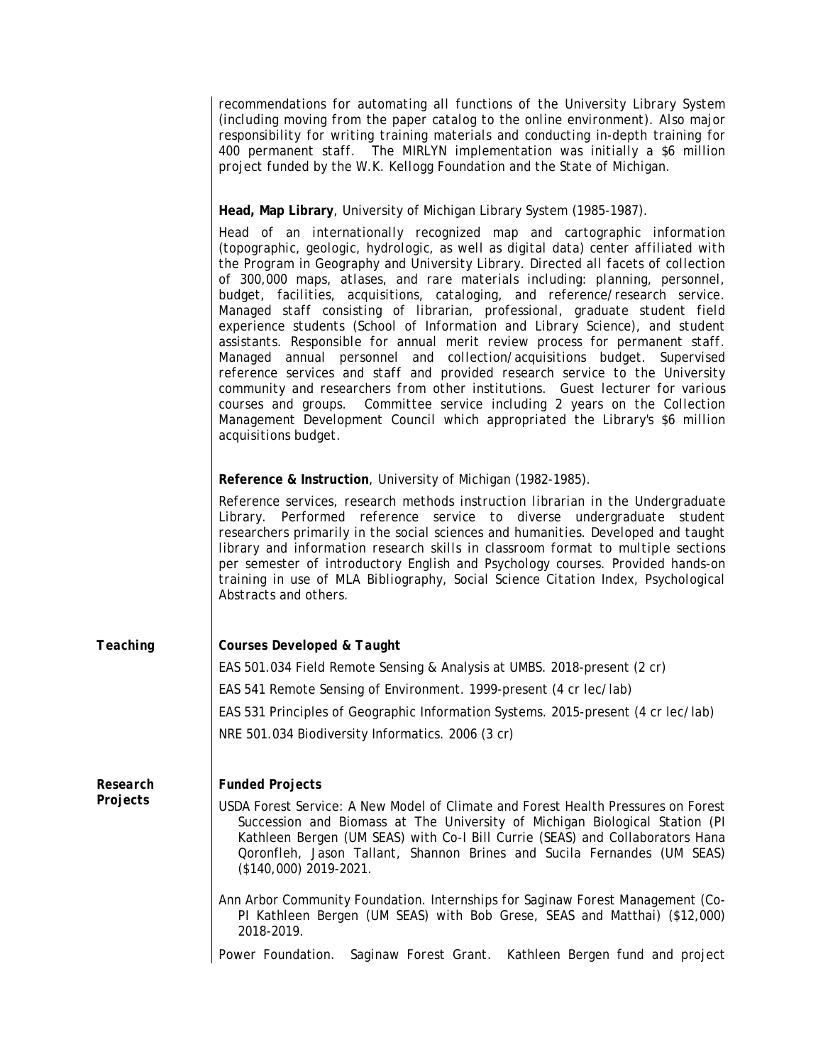recommendations for automating all functions of the University Library System (including moving from the paper catalog to the online environment). Also major responsibility for writing training materials and conducting in-depth training for 400 permanent staff. The MIRLYN implementation was initially a $6 million project funded by the W.K. Kellogg Foundation and the State of Michigan.

**Head, Map Library**, University of Michigan Library System (1985-1987).

Head of an internationally recognized map and cartographic information (topographic, geologic, hydrologic, as well as digital data) center affiliated with the Program in Geography and University Library. Directed all facets of collection of 300,000 maps, atlases, and rare materials including: planning, personnel, budget, facilities, acquisitions, cataloging, and reference/research service. Managed staff consisting of librarian, professional, graduate student field experience students (School of Information and Library Science), and student assistants. Responsible for annual merit review process for permanent staff. Managed annual personnel and collection/acquisitions budget. Supervised reference services and staff and provided research service to the University community and researchers from other institutions. Guest lecturer for various courses and groups. Committee service including 2 years on the Collection Management Development Council which appropriated the Library's $6 million acquisitions budget.

**Reference & Instruction**, University of Michigan (1982-1985).

Reference services, research methods instruction librarian in the Undergraduate Library. Performed reference service to diverse undergraduate student researchers primarily in the social sciences and humanities. Developed and taught library and information research skills in classroom format to multiple sections per semester of introductory English and Psychology courses. Provided hands-on training in use of MLA Bibliography, Social Science Citation Index, Psychological Abstracts and others.

## Teaching

***Courses Developed & Taught***

EAS 501.034 Field Remote Sensing & Analysis at UMBS. 2018-present (2 cr)

EAS 541 Remote Sensing of Environment. 1999-present (4 cr lec/lab)

EAS 531 Principles of Geographic Information Systems. 2015-present (4 cr lec/lab)

NRE 501.034 Biodiversity Informatics. 2006 (3 cr)

## Research Projects

***Funded Projects***

USDA Forest Service: A New Model of Climate and Forest Health Pressures on Forest Succession and Biomass at The University of Michigan Biological Station (PI Kathleen Bergen (UM SEAS) with Co-I Bill Currie (SEAS) and Collaborators Hana Qoronfleh, Jason Tallant, Shannon Brines and Sucila Fernandes (UM SEAS) ($140,000) 2019-2021.

Ann Arbor Community Foundation. Internships for Saginaw Forest Management (Co-PI Kathleen Bergen (UM SEAS) with Bob Grese, SEAS and Matthai) ($12,000) 2018-2019.

Power Foundation. Saginaw Forest Grant. Kathleen Bergen fund and project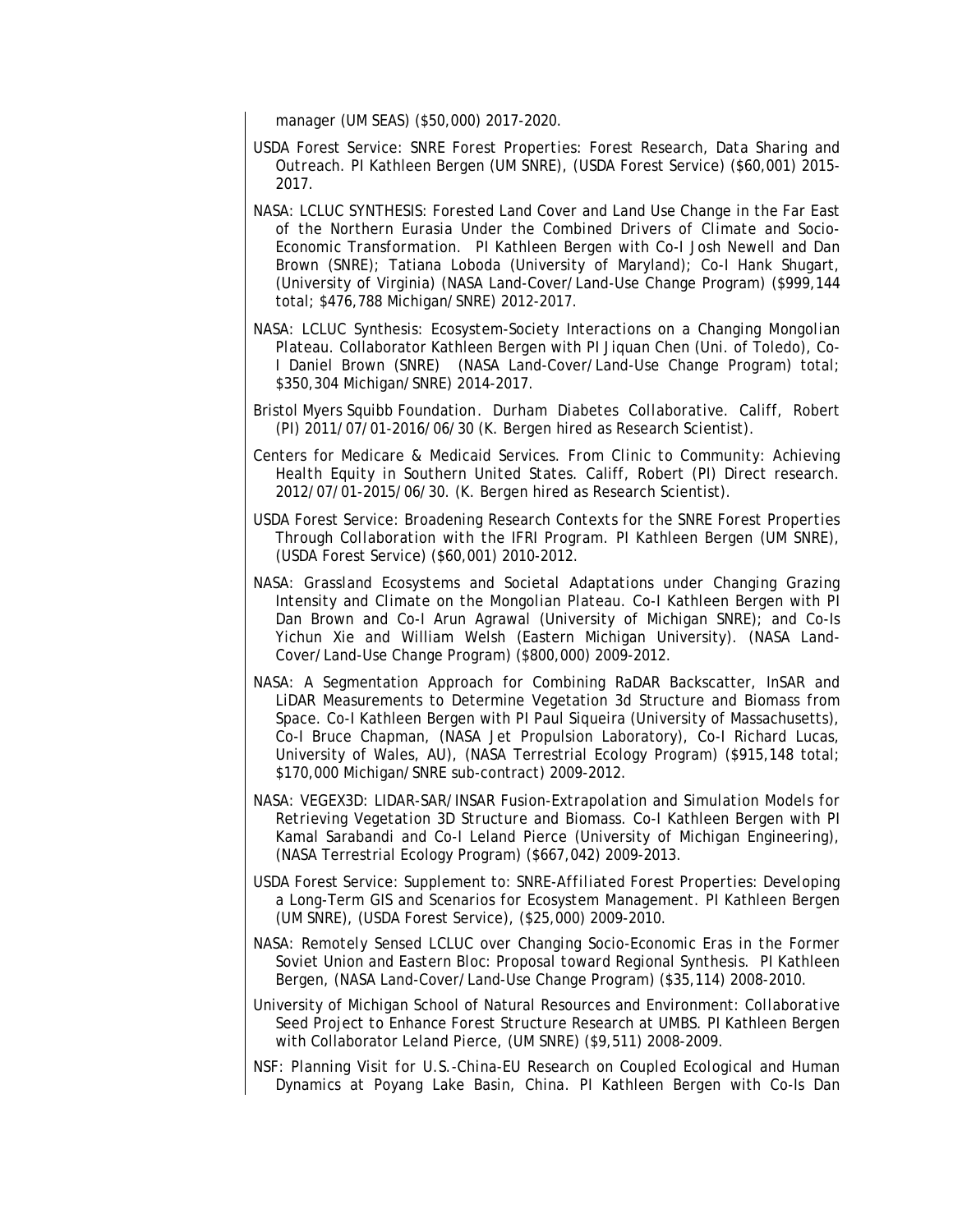manager (UM SEAS) ($50,000) 2017-2020.

USDA Forest Service: SNRE Forest Properties: Forest Research, Data Sharing and Outreach. PI Kathleen Bergen (UM SNRE), (USDA Forest Service) ($60,001) 2015-2017.

NASA: LCLUC SYNTHESIS: Forested Land Cover and Land Use Change in the Far East of the Northern Eurasia Under the Combined Drivers of Climate and Socio-Economic Transformation. PI Kathleen Bergen with Co-I Josh Newell and Dan Brown (SNRE); Tatiana Loboda (University of Maryland); Co-I Hank Shugart, (University of Virginia) (NASA Land-Cover/Land-Use Change Program) ($999,144 total; $476,788 Michigan/SNRE) 2012-2017.

NASA: LCLUC Synthesis: Ecosystem-Society Interactions on a Changing Mongolian Plateau. Collaborator Kathleen Bergen with PI Jiquan Chen (Uni. of Toledo), Co-I Daniel Brown (SNRE) (NASA Land-Cover/Land-Use Change Program) total; $350,304 Michigan/SNRE) 2014-2017.

Bristol Myers Squibb Foundation. Durham Diabetes Collaborative. Califf, Robert (PI) 2011/07/01-2016/06/30 (K. Bergen hired as Research Scientist).

Centers for Medicare & Medicaid Services. From Clinic to Community: Achieving Health Equity in Southern United States. Califf, Robert (PI) Direct research. 2012/07/01-2015/06/30. (K. Bergen hired as Research Scientist).

USDA Forest Service: Broadening Research Contexts for the SNRE Forest Properties Through Collaboration with the IFRI Program. PI Kathleen Bergen (UM SNRE), (USDA Forest Service) ($60,001) 2010-2012.

NASA: Grassland Ecosystems and Societal Adaptations under Changing Grazing Intensity and Climate on the Mongolian Plateau. Co-I Kathleen Bergen with PI Dan Brown and Co-I Arun Agrawal (University of Michigan SNRE); and Co-Is Yichun Xie and William Welsh (Eastern Michigan University). (NASA Land-Cover/Land-Use Change Program) ($800,000) 2009-2012.

NASA: A Segmentation Approach for Combining RaDAR Backscatter, InSAR and LiDAR Measurements to Determine Vegetation 3d Structure and Biomass from Space. Co-I Kathleen Bergen with PI Paul Siqueira (University of Massachusetts), Co-I Bruce Chapman, (NASA Jet Propulsion Laboratory), Co-I Richard Lucas, University of Wales, AU), (NASA Terrestrial Ecology Program) ($915,148 total; $170,000 Michigan/SNRE sub-contract) 2009-2012.

NASA: VEGEX3D: LIDAR-SAR/INSAR Fusion-Extrapolation and Simulation Models for Retrieving Vegetation 3D Structure and Biomass. Co-I Kathleen Bergen with PI Kamal Sarabandi and Co-I Leland Pierce (University of Michigan Engineering), (NASA Terrestrial Ecology Program) ($667,042) 2009-2013.

USDA Forest Service: Supplement to: SNRE-Affiliated Forest Properties: Developing a Long-Term GIS and Scenarios for Ecosystem Management. PI Kathleen Bergen (UM SNRE), (USDA Forest Service), ($25,000) 2009-2010.

NASA: Remotely Sensed LCLUC over Changing Socio-Economic Eras in the Former Soviet Union and Eastern Bloc: Proposal toward Regional Synthesis. PI Kathleen Bergen, (NASA Land-Cover/Land-Use Change Program) ($35,114) 2008-2010.

University of Michigan School of Natural Resources and Environment: Collaborative Seed Project to Enhance Forest Structure Research at UMBS. PI Kathleen Bergen with Collaborator Leland Pierce, (UM SNRE) ($9,511) 2008-2009.

NSF: Planning Visit for U.S.-China-EU Research on Coupled Ecological and Human Dynamics at Poyang Lake Basin, China. PI Kathleen Bergen with Co-Is Dan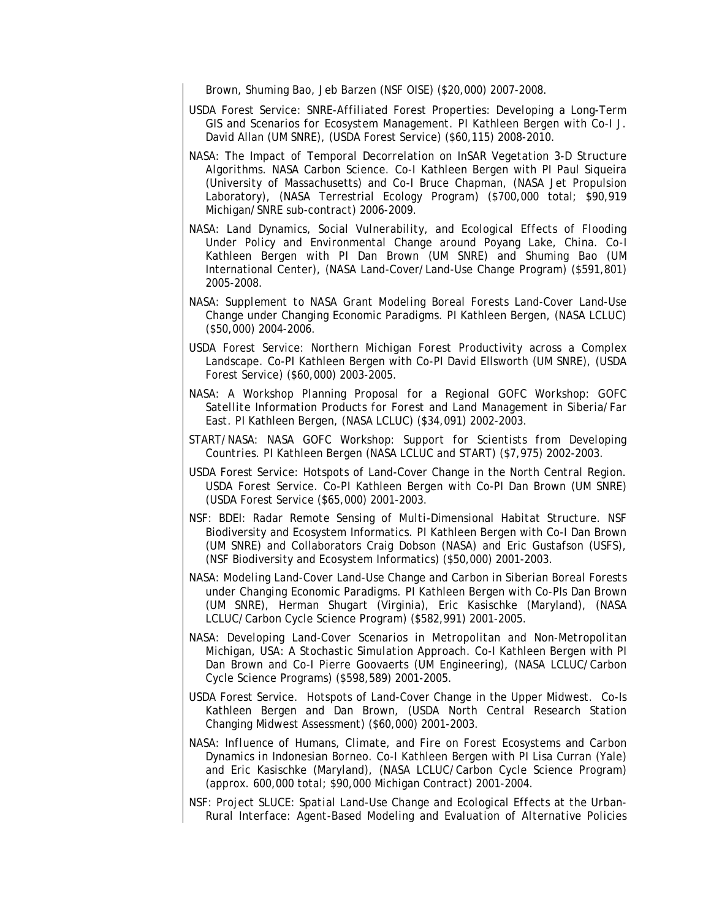Brown, Shuming Bao, Jeb Barzen (NSF OISE) ($20,000) 2007-2008.

USDA Forest Service: SNRE-Affiliated Forest Properties: Developing a Long-Term GIS and Scenarios for Ecosystem Management. PI Kathleen Bergen with Co-I J. David Allan (UM SNRE), (USDA Forest Service) ($60,115) 2008-2010.

NASA: The Impact of Temporal Decorrelation on InSAR Vegetation 3-D Structure Algorithms. NASA Carbon Science. Co-I Kathleen Bergen with PI Paul Siqueira (University of Massachusetts) and Co-I Bruce Chapman, (NASA Jet Propulsion Laboratory), (NASA Terrestrial Ecology Program) ($700,000 total; $90,919 Michigan/SNRE sub-contract) 2006-2009.

NASA: Land Dynamics, Social Vulnerability, and Ecological Effects of Flooding Under Policy and Environmental Change around Poyang Lake, China. Co-I Kathleen Bergen with PI Dan Brown (UM SNRE) and Shuming Bao (UM International Center), (NASA Land-Cover/Land-Use Change Program) ($591,801) 2005-2008.

NASA: Supplement to NASA Grant Modeling Boreal Forests Land-Cover Land-Use Change under Changing Economic Paradigms. PI Kathleen Bergen, (NASA LCLUC) ($50,000) 2004-2006.

USDA Forest Service: Northern Michigan Forest Productivity across a Complex Landscape. Co-PI Kathleen Bergen with Co-PI David Ellsworth (UM SNRE), (USDA Forest Service) ($60,000) 2003-2005.

NASA: A Workshop Planning Proposal for a Regional GOFC Workshop: GOFC Satellite Information Products for Forest and Land Management in Siberia/Far East. PI Kathleen Bergen, (NASA LCLUC) ($34,091) 2002-2003.

START/NASA: NASA GOFC Workshop: Support for Scientists from Developing Countries. PI Kathleen Bergen (NASA LCLUC and START) ($7,975) 2002-2003.

USDA Forest Service: Hotspots of Land-Cover Change in the North Central Region. USDA Forest Service. Co-PI Kathleen Bergen with Co-PI Dan Brown (UM SNRE) (USDA Forest Service ($65,000) 2001-2003.

NSF: BDEI: Radar Remote Sensing of Multi-Dimensional Habitat Structure. NSF Biodiversity and Ecosystem Informatics. PI Kathleen Bergen with Co-I Dan Brown (UM SNRE) and Collaborators Craig Dobson (NASA) and Eric Gustafson (USFS), (NSF Biodiversity and Ecosystem Informatics) ($50,000) 2001-2003.

NASA: Modeling Land-Cover Land-Use Change and Carbon in Siberian Boreal Forests under Changing Economic Paradigms. PI Kathleen Bergen with Co-PIs Dan Brown (UM SNRE), Herman Shugart (Virginia), Eric Kasischke (Maryland), (NASA LCLUC/Carbon Cycle Science Program) ($582,991) 2001-2005.

NASA: Developing Land-Cover Scenarios in Metropolitan and Non-Metropolitan Michigan, USA: A Stochastic Simulation Approach. Co-I Kathleen Bergen with PI Dan Brown and Co-I Pierre Goovaerts (UM Engineering), (NASA LCLUC/Carbon Cycle Science Programs) ($598,589) 2001-2005.

USDA Forest Service. Hotspots of Land-Cover Change in the Upper Midwest. Co-Is Kathleen Bergen and Dan Brown, (USDA North Central Research Station Changing Midwest Assessment) ($60,000) 2001-2003.

NASA: Influence of Humans, Climate, and Fire on Forest Ecosystems and Carbon Dynamics in Indonesian Borneo. Co-I Kathleen Bergen with PI Lisa Curran (Yale) and Eric Kasischke (Maryland), (NASA LCLUC/Carbon Cycle Science Program) (approx. 600,000 total; $90,000 Michigan Contract) 2001-2004.

NSF: Project SLUCE: Spatial Land-Use Change and Ecological Effects at the Urban-Rural Interface: Agent-Based Modeling and Evaluation of Alternative Policies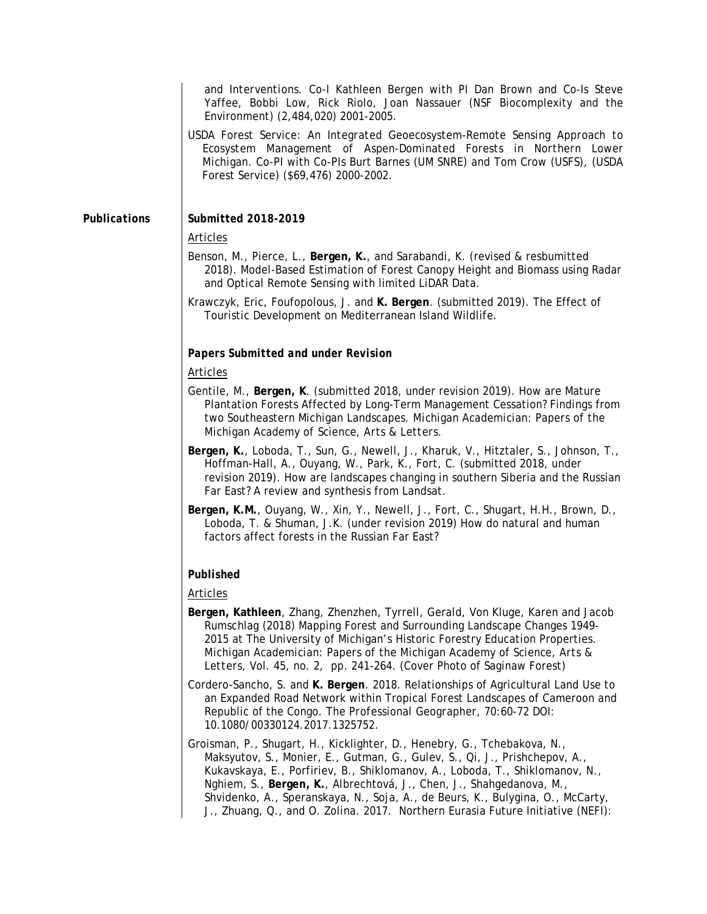and Interventions. Co-I Kathleen Bergen with PI Dan Brown and Co-Is Steve Yaffee, Bobbi Low, Rick Riolo, Joan Nassauer (NSF Biocomplexity and the Environment) (2,484,020) 2001-2005.

USDA Forest Service: An Integrated Geoecosystem-Remote Sensing Approach to Ecosystem Management of Aspen-Dominated Forests in Northern Lower Michigan. Co-PI with Co-PIs Burt Barnes (UM SNRE) and Tom Crow (USFS), (USDA Forest Service) ($69,476) 2000-2002.

## Publications

### Submitted 2018-2019

Articles

Benson, M., Pierce, L., **Bergen, K.**, and Sarabandi, K. (revised & resbumitted 2018). Model-Based Estimation of Forest Canopy Height and Biomass using Radar and Optical Remote Sensing with limited LiDAR Data.

Krawczyk, Eric, Foufopolous, J. and **K. Bergen**. (submitted 2019). The Effect of Touristic Development on Mediterranean Island Wildlife.

### Papers Submitted and under Revision

Articles

Gentile, M., **Bergen, K**. (submitted 2018, under revision 2019). How are Mature Plantation Forests Affected by Long-Term Management Cessation? Findings from two Southeastern Michigan Landscapes. Michigan Academician: Papers of the Michigan Academy of Science, Arts & Letters.

**Bergen, K.**, Loboda, T., Sun, G., Newell, J., Kharuk, V., Hitztaler, S., Johnson, T., Hoffman-Hall, A., Ouyang, W., Park, K., Fort, C. (submitted 2018, under revision 2019). How are landscapes changing in southern Siberia and the Russian Far East? A review and synthesis from Landsat.

**Bergen, K.M.**, Ouyang, W., Xin, Y., Newell, J., Fort, C., Shugart, H.H., Brown, D., Loboda, T. & Shuman, J.K. (under revision 2019) How do natural and human factors affect forests in the Russian Far East?

### Published

Articles

**Bergen, Kathleen**, Zhang, Zhenzhen, Tyrrell, Gerald, Von Kluge, Karen and Jacob Rumschlag (2018) Mapping Forest and Surrounding Landscape Changes 1949-2015 at The University of Michigan's Historic Forestry Education Properties. Michigan Academician: Papers of the Michigan Academy of Science, Arts & Letters, Vol. 45, no. 2, pp. 241-264. (Cover Photo of Saginaw Forest)

Cordero-Sancho, S. and **K. Bergen**. 2018. Relationships of Agricultural Land Use to an Expanded Road Network within Tropical Forest Landscapes of Cameroon and Republic of the Congo. The Professional Geographer, 70:60-72 DOI: 10.1080/00330124.2017.1325752.

Groisman, P., Shugart, H., Kicklighter, D., Henebry, G., Tchebakova, N., Maksyutov, S., Monier, E., Gutman, G., Gulev, S., Qi, J., Prishchepov, A., Kukavskaya, E., Porfiriev, B., Shiklomanov, A., Loboda, T., Shiklomanov, N., Nghiem, S., **Bergen, K.**, Albrechtová, J., Chen, J., Shahgedanova, M., Shvidenko, A., Speranskaya, N., Soja, A., de Beurs, K., Bulygina, O., McCarty, J., Zhuang, Q., and O. Zolina. 2017. Northern Eurasia Future Initiative (NEFI):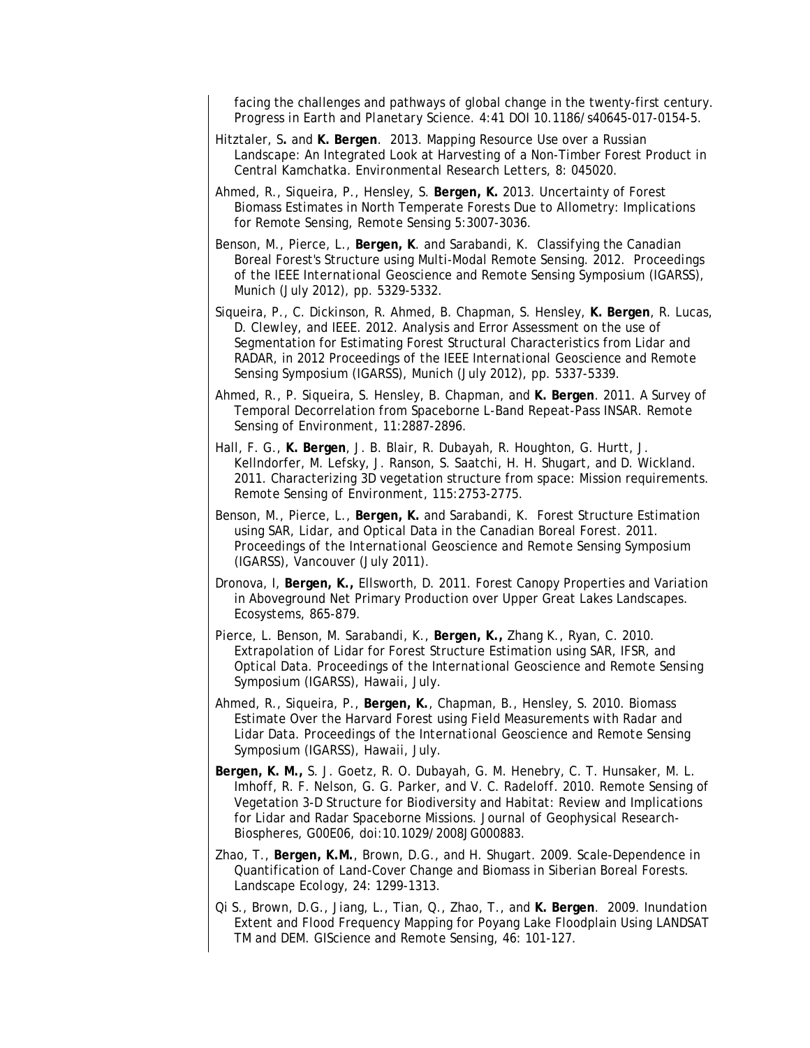facing the challenges and pathways of global change in the twenty-first century. *Progress in Earth and Planetary Science*. 4:41 DOI 10.1186/s40645-017-0154-5.

Hitztaler, S**.** and **K. Bergen**. 2013. Mapping Resource Use over a Russian Landscape: An Integrated Look at Harvesting of a Non-Timber Forest Product in Central Kamchatka. *Environmental Research Letters*, 8: 045020.

Ahmed, R., Siqueira, P., Hensley, S. **Bergen, K.** 2013. Uncertainty of Forest Biomass Estimates in North Temperate Forests Due to Allometry: Implications for Remote Sensing, *Remote Sensing* 5:3007-3036.

Benson, M., Pierce, L., **Bergen, K**. and Sarabandi, K. Classifying the Canadian Boreal Forest's Structure using Multi-Modal Remote Sensing. 2012. *Proceedings of the IEEE International Geoscience and Remote Sensing Symposium (IGARSS)*, Munich (July 2012), pp. 5329-5332.

Siqueira, P., C. Dickinson, R. Ahmed, B. Chapman, S. Hensley, **K. Bergen**, R. Lucas, D. Clewley, and IEEE. 2012. Analysis and Error Assessment on the use of Segmentation for Estimating Forest Structural Characteristics from Lidar and RADAR, in 2012 *Proceedings of the IEEE International Geoscience and Remote Sensing Symposium (IGARSS)*, Munich (July 2012), pp. 5337-5339.

Ahmed, R., P. Siqueira, S. Hensley, B. Chapman, and **K. Bergen**. 2011. A Survey of Temporal Decorrelation from Spaceborne L-Band Repeat-Pass INSAR. *Remote Sensing of Environment*, 11:2887-2896.

Hall, F. G., **K. Bergen**, J. B. Blair, R. Dubayah, R. Houghton, G. Hurtt, J. Kellndorfer, M. Lefsky, J. Ranson, S. Saatchi, H. H. Shugart, and D. Wickland. 2011. Characterizing 3D vegetation structure from space: Mission requirements. *Remote Sensing of Environment*, 115:2753-2775.

Benson, M., Pierce, L., **Bergen, K.** and Sarabandi, K. Forest Structure Estimation using SAR, Lidar, and Optical Data in the Canadian Boreal Forest. 2011. *Proceedings of the International Geoscience and Remote Sensing Symposium (IGARSS)*, Vancouver (July 2011).

Dronova, I, **Bergen, K.,** Ellsworth, D. 2011. Forest Canopy Properties and Variation in Aboveground Net Primary Production over Upper Great Lakes Landscapes. *Ecosystems*, 865-879.

Pierce, L. Benson, M. Sarabandi, K., **Bergen, K.,** Zhang K., Ryan, C. 2010. Extrapolation of Lidar for Forest Structure Estimation using SAR, IFSR, and Optical Data. *Proceedings of the International Geoscience and Remote Sensing Symposium (IGARSS)*, Hawaii, July.

Ahmed, R., Siqueira, P., **Bergen, K.**, Chapman, B., Hensley, S. 2010. Biomass Estimate Over the Harvard Forest using Field Measurements with Radar and Lidar Data. *Proceedings of the International Geoscience and Remote Sensing Symposium (IGARSS)*, Hawaii, July.

**Bergen, K. M.,** S. J. Goetz, R. O. Dubayah, G. M. Henebry, C. T. Hunsaker, M. L. Imhoff, R. F. Nelson, G. G. Parker, and V. C. Radeloff. 2010. Remote Sensing of Vegetation 3-D Structure for Biodiversity and Habitat: Review and Implications for Lidar and Radar Spaceborne Missions. *Journal of Geophysical Research-Biospheres*, G00E06, doi:10.1029/2008JG000883.

Zhao, T., **Bergen, K.M.**, Brown, D.G., and H. Shugart. 2009. Scale-Dependence in Quantification of Land-Cover Change and Biomass in Siberian Boreal Forests. *Landscape Ecology*, 24: 1299-1313.

Qi S., Brown, D.G., Jiang, L., Tian, Q., Zhao, T., and **K. Bergen**. 2009. Inundation Extent and Flood Frequency Mapping for Poyang Lake Floodplain Using LANDSAT TM and DEM. *GIScience and Remote Sensing*, 46: 101-127.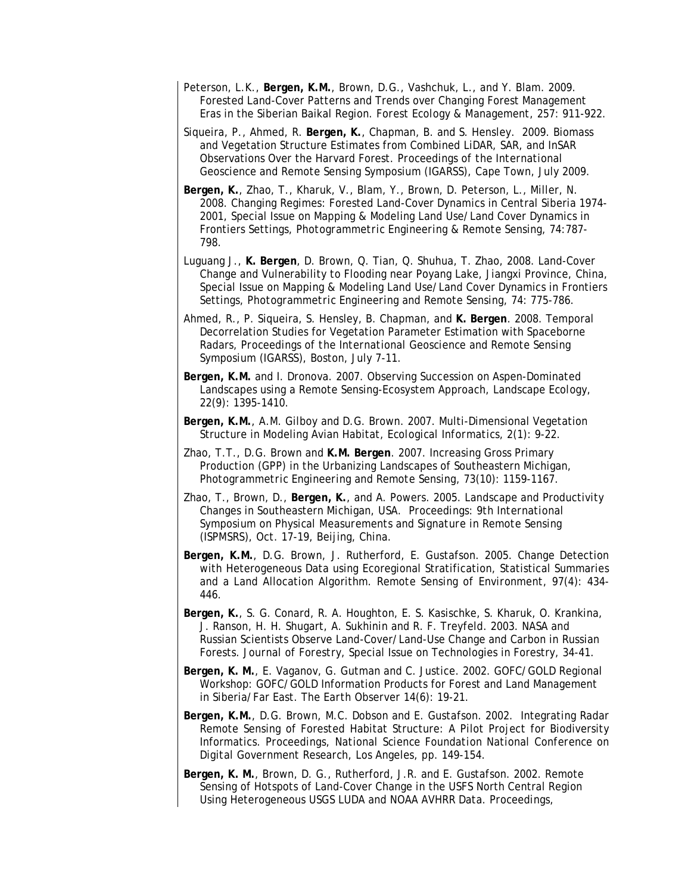Peterson, L.K., **Bergen, K.M.**, Brown, D.G., Vashchuk, L., and Y. Blam. 2009. Forested Land-Cover Patterns and Trends over Changing Forest Management Eras in the Siberian Baikal Region. Forest Ecology & Management, 257: 911-922.

Siqueira, P., Ahmed, R. **Bergen, K.**, Chapman, B. and S. Hensley. 2009. Biomass and Vegetation Structure Estimates from Combined LiDAR, SAR, and InSAR Observations Over the Harvard Forest. Proceedings of the International Geoscience and Remote Sensing Symposium (IGARSS), Cape Town, July 2009.

**Bergen, K.**, Zhao, T., Kharuk, V., Blam, Y., Brown, D. Peterson, L., Miller, N. 2008. Changing Regimes: Forested Land-Cover Dynamics in Central Siberia 1974-2001, Special Issue on Mapping & Modeling Land Use/Land Cover Dynamics in Frontiers Settings, Photogrammetric Engineering & Remote Sensing, 74:787-798.

Luguang J., **K. Bergen**, D. Brown, Q. Tian, Q. Shuhua, T. Zhao, 2008. Land-Cover Change and Vulnerability to Flooding near Poyang Lake, Jiangxi Province, China, Special Issue on Mapping & Modeling Land Use/Land Cover Dynamics in Frontiers Settings, Photogrammetric Engineering and Remote Sensing, 74: 775-786.

Ahmed, R., P. Siqueira, S. Hensley, B. Chapman, and **K. Bergen**. 2008. Temporal Decorrelation Studies for Vegetation Parameter Estimation with Spaceborne Radars, Proceedings of the International Geoscience and Remote Sensing Symposium (IGARSS), Boston, July 7-11.

**Bergen, K.M.** and I. Dronova. 2007. Observing Succession on Aspen-Dominated Landscapes using a Remote Sensing-Ecosystem Approach, Landscape Ecology, 22(9): 1395-1410.

**Bergen, K.M.**, A.M. Gilboy and D.G. Brown. 2007. Multi-Dimensional Vegetation Structure in Modeling Avian Habitat, Ecological Informatics, 2(1): 9-22.

Zhao, T.T., D.G. Brown and **K.M. Bergen**. 2007. Increasing Gross Primary Production (GPP) in the Urbanizing Landscapes of Southeastern Michigan, Photogrammetric Engineering and Remote Sensing, 73(10): 1159-1167.

Zhao, T., Brown, D., **Bergen, K.**, and A. Powers. 2005. Landscape and Productivity Changes in Southeastern Michigan, USA. Proceedings: 9th International Symposium on Physical Measurements and Signature in Remote Sensing (ISPMSRS), Oct. 17-19, Beijing, China.

**Bergen, K.M.**, D.G. Brown, J. Rutherford, E. Gustafson. 2005. Change Detection with Heterogeneous Data using Ecoregional Stratification, Statistical Summaries and a Land Allocation Algorithm. Remote Sensing of Environment, 97(4): 434-446.

**Bergen, K.**, S. G. Conard, R. A. Houghton, E. S. Kasischke, S. Kharuk, O. Krankina, J. Ranson, H. H. Shugart, A. Sukhinin and R. F. Treyfeld. 2003. NASA and Russian Scientists Observe Land-Cover/Land-Use Change and Carbon in Russian Forests. Journal of Forestry, Special Issue on Technologies in Forestry, 34-41.

**Bergen, K. M.**, E. Vaganov, G. Gutman and C. Justice. 2002. GOFC/GOLD Regional Workshop: GOFC/GOLD Information Products for Forest and Land Management in Siberia/Far East. The Earth Observer 14(6): 19-21.

**Bergen, K.M.**, D.G. Brown, M.C. Dobson and E. Gustafson. 2002. Integrating Radar Remote Sensing of Forested Habitat Structure: A Pilot Project for Biodiversity Informatics. Proceedings, National Science Foundation National Conference on Digital Government Research, Los Angeles, pp. 149-154.

**Bergen, K. M.**, Brown, D. G., Rutherford, J.R. and E. Gustafson. 2002. Remote Sensing of Hotspots of Land-Cover Change in the USFS North Central Region Using Heterogeneous USGS LUDA and NOAA AVHRR Data. Proceedings,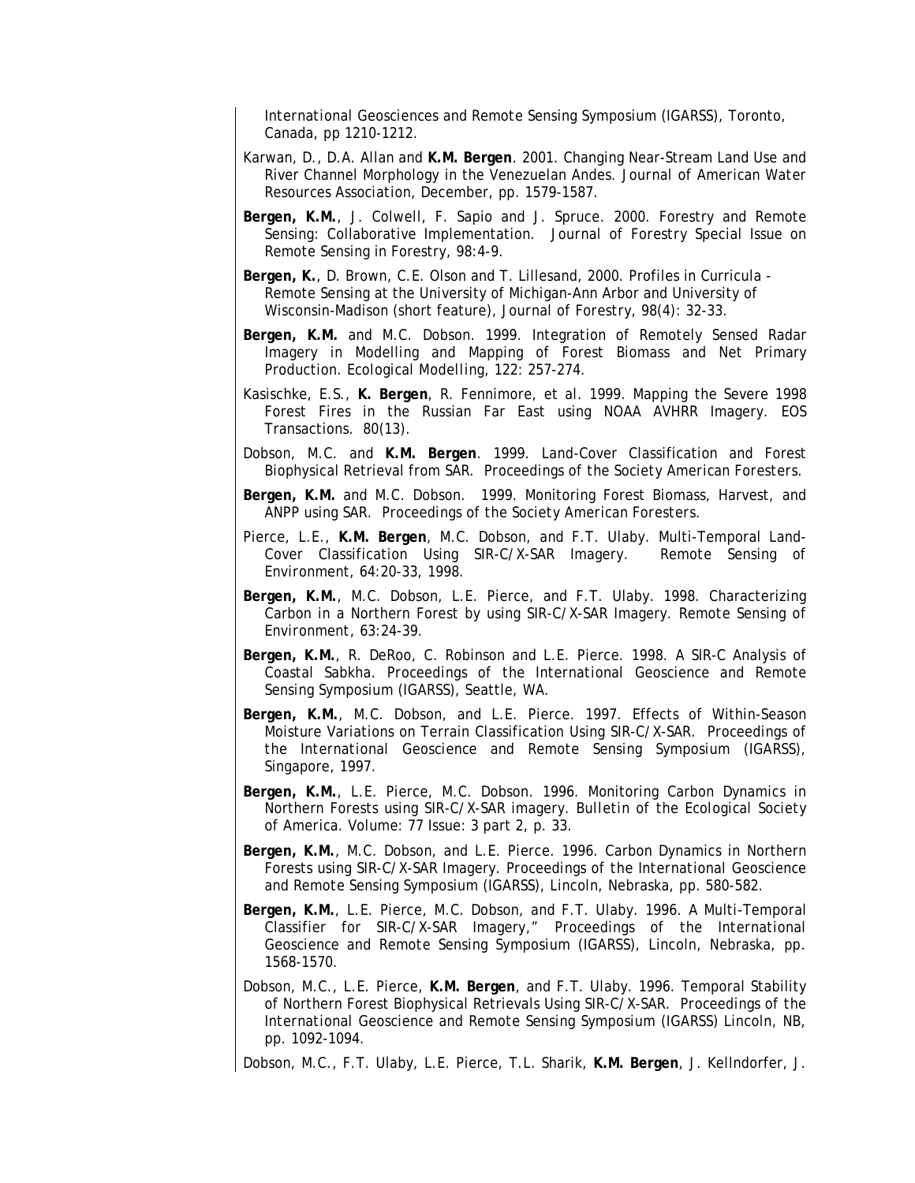International Geosciences and Remote Sensing Symposium (IGARSS), Toronto, Canada, pp 1210-1212.

Karwan, D., D.A. Allan and **K.M. Bergen**. 2001. Changing Near-Stream Land Use and River Channel Morphology in the Venezuelan Andes. Journal of American Water Resources Association, December, pp. 1579-1587.

**Bergen, K.M.**, J. Colwell, F. Sapio and J. Spruce. 2000. Forestry and Remote Sensing: Collaborative Implementation. Journal of Forestry Special Issue on Remote Sensing in Forestry, 98:4-9.

**Bergen, K.**, D. Brown, C.E. Olson and T. Lillesand, 2000. Profiles in Curricula - Remote Sensing at the University of Michigan-Ann Arbor and University of Wisconsin-Madison (short feature), Journal of Forestry, 98(4): 32-33.

**Bergen, K.M.** and M.C. Dobson. 1999. Integration of Remotely Sensed Radar Imagery in Modelling and Mapping of Forest Biomass and Net Primary Production. Ecological Modelling, 122: 257-274.

Kasischke, E.S., **K. Bergen**, R. Fennimore, et al. 1999. Mapping the Severe 1998 Forest Fires in the Russian Far East using NOAA AVHRR Imagery. EOS Transactions. 80(13).

Dobson, M.C. and **K.M. Bergen**. 1999. Land-Cover Classification and Forest Biophysical Retrieval from SAR. Proceedings of the Society American Foresters.

**Bergen, K.M.** and M.C. Dobson. 1999. Monitoring Forest Biomass, Harvest, and ANPP using SAR. Proceedings of the Society American Foresters.

Pierce, L.E., **K.M. Bergen**, M.C. Dobson, and F.T. Ulaby. Multi-Temporal Land-Cover Classification Using SIR-C/X-SAR Imagery. Remote Sensing of Environment, 64:20-33, 1998.

**Bergen, K.M.**, M.C. Dobson, L.E. Pierce, and F.T. Ulaby. 1998. Characterizing Carbon in a Northern Forest by using SIR-C/X-SAR Imagery. Remote Sensing of Environment, 63:24-39.

**Bergen, K.M.**, R. DeRoo, C. Robinson and L.E. Pierce. 1998. A SIR-C Analysis of Coastal Sabkha. Proceedings of the International Geoscience and Remote Sensing Symposium (IGARSS), Seattle, WA.

**Bergen, K.M.**, M.C. Dobson, and L.E. Pierce. 1997. Effects of Within-Season Moisture Variations on Terrain Classification Using SIR-C/X-SAR. Proceedings of the International Geoscience and Remote Sensing Symposium (IGARSS), Singapore, 1997.

**Bergen, K.M.**, L.E. Pierce, M.C. Dobson. 1996. Monitoring Carbon Dynamics in Northern Forests using SIR-C/X-SAR imagery. Bulletin of the Ecological Society of America. Volume: 77 Issue: 3 part 2, p. 33.

**Bergen, K.M.**, M.C. Dobson, and L.E. Pierce. 1996. Carbon Dynamics in Northern Forests using SIR-C/X-SAR Imagery. Proceedings of the International Geoscience and Remote Sensing Symposium (IGARSS), Lincoln, Nebraska, pp. 580-582.

**Bergen, K.M.**, L.E. Pierce, M.C. Dobson, and F.T. Ulaby. 1996. A Multi-Temporal Classifier for SIR-C/X-SAR Imagery," Proceedings of the International Geoscience and Remote Sensing Symposium (IGARSS), Lincoln, Nebraska, pp. 1568-1570.

Dobson, M.C., L.E. Pierce, **K.M. Bergen**, and F.T. Ulaby. 1996. Temporal Stability of Northern Forest Biophysical Retrievals Using SIR-C/X-SAR. Proceedings of the International Geoscience and Remote Sensing Symposium (IGARSS) Lincoln, NB, pp. 1092-1094.

Dobson, M.C., F.T. Ulaby, L.E. Pierce, T.L. Sharik, **K.M. Bergen**, J. Kellndorfer, J.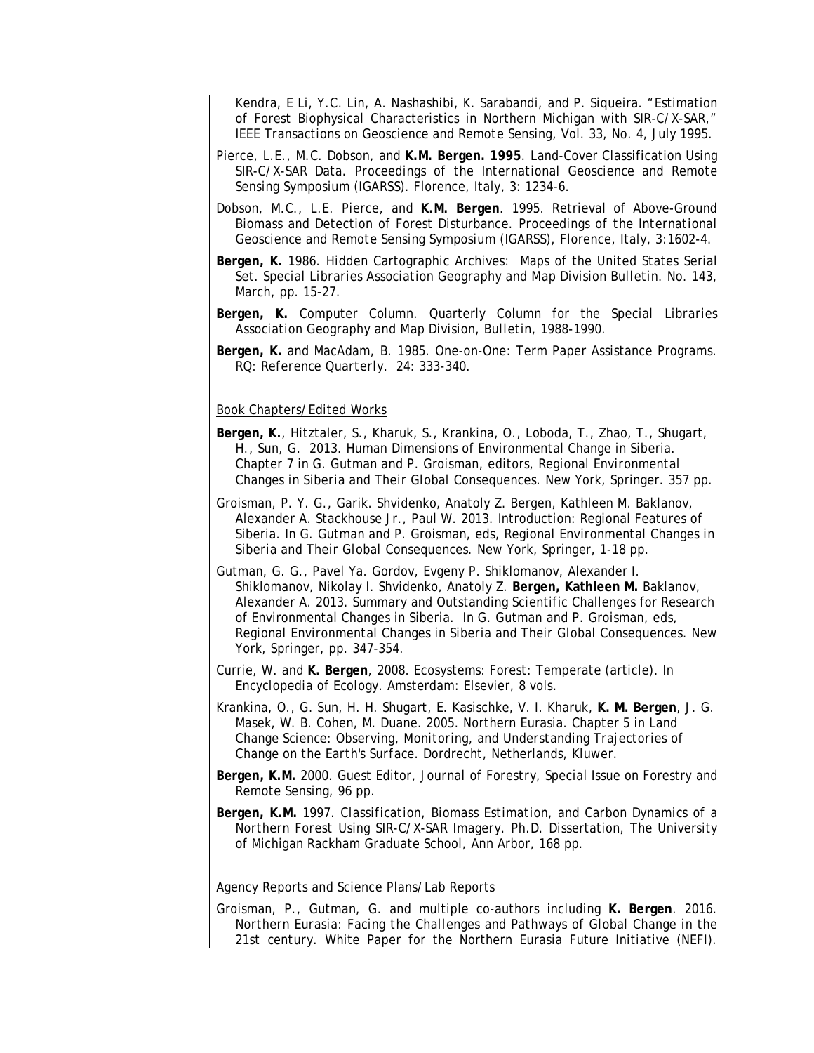Kendra, E Li, Y.C. Lin, A. Nashashibi, K. Sarabandi, and P. Siqueira. “Estimation of Forest Biophysical Characteristics in Northern Michigan with SIR-C/X-SAR,” *IEEE Transactions on Geoscience and Remote Sensing*, Vol. 33, No. 4, July 1995.

Pierce, L.E., M.C. Dobson, and **K.M. Bergen. 1995**. Land-Cover Classification Using SIR-C/X-SAR Data. *Proceedings of the International Geoscience and Remote Sensing Symposium (IGARSS)*. Florence, Italy, 3: 1234-6.

Dobson, M.C., L.E. Pierce, and **K.M. Bergen**. 1995. Retrieval of Above-Ground Biomass and Detection of Forest Disturbance. *Proceedings of the International Geoscience and Remote Sensing Symposium (IGARSS)*, Florence, Italy, 3:1602-4.

**Bergen, K.** 1986. Hidden Cartographic Archives: Maps of the United States Serial Set. *Special Libraries Association Geography and Map Division Bulletin*. No. 143, March, pp. 15-27.

**Bergen, K.** Computer Column. Quarterly Column for the Special Libraries Association Geography and Map Division, *Bulletin*, 1988-1990.

**Bergen, K.** and MacAdam, B. 1985. One-on-One: Term Paper Assistance Programs. *RQ: Reference Quarterly*. 24: 333-340.

Book Chapters/Edited Works

**Bergen, K.**, Hitztaler, S., Kharuk, S., Krankina, O., Loboda, T., Zhao, T., Shugart, H., Sun, G. 2013. Human Dimensions of Environmental Change in Siberia. Chapter 7 in G. Gutman and P. Groisman, editors, *Regional Environmental Changes in Siberia and Their Global Consequences*. New York, Springer. 357 pp.

Groisman, P. Y. G., Garik. Shvidenko, Anatoly Z. Bergen, Kathleen M. Baklanov, Alexander A. Stackhouse Jr., Paul W. 2013. Introduction: Regional Features of Siberia. In G. Gutman and P. Groisman, eds, *Regional Environmental Changes in Siberia and Their Global Consequences*. New York, Springer, 1-18 pp.

Gutman, G. G., Pavel Ya. Gordov, Evgeny P. Shiklomanov, Alexander I. Shiklomanov, Nikolay I. Shvidenko, Anatoly Z. **Bergen, Kathleen M.** Baklanov, Alexander A. 2013. Summary and Outstanding Scientific Challenges for Research of Environmental Changes in Siberia. In G. Gutman and P. Groisman, eds, *Regional Environmental Changes in Siberia and Their Global Consequences*. New York, Springer, pp. 347-354.

Currie, W. and **K. Bergen**, 2008. Ecosystems: Forest: Temperate (article). In *Encyclopedia of Ecology*. Amsterdam: Elsevier, 8 vols.

Krankina, O., G. Sun, H. H. Shugart, E. Kasischke, V. I. Kharuk, **K. M. Bergen**, J. G. Masek, W. B. Cohen, M. Duane. 2005. Northern Eurasia. Chapter 5 in *Land Change Science: Observing, Monitoring, and Understanding Trajectories of Change on the Earth's Surface*. Dordrecht, Netherlands, Kluwer.

**Bergen, K.M.** 2000. Guest Editor, *Journal of Forestry*, Special Issue on Forestry and Remote Sensing, 96 pp.

**Bergen, K.M.** 1997. *Classification, Biomass Estimation, and Carbon Dynamics of a Northern Forest Using SIR-C/X-SAR Imagery*. Ph.D. Dissertation, The University of Michigan Rackham Graduate School, Ann Arbor, 168 pp.

Agency Reports and Science Plans/Lab Reports

Groisman, P., Gutman, G. and multiple co-authors including **K. Bergen**. 2016. *Northern Eurasia: Facing the Challenges and Pathways of Global Change in the 21st century*. White Paper for the Northern Eurasia Future Initiative (NEFI).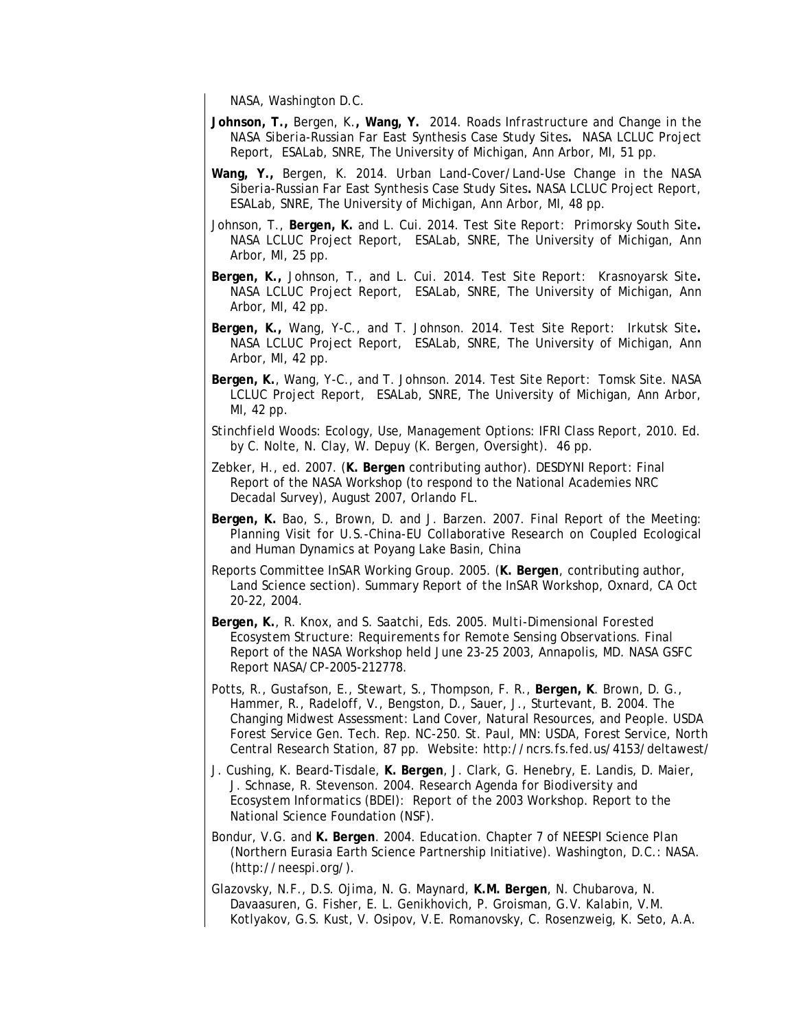NASA, Washington D.C.

**Johnson, T., Bergen, K., Wang, Y.** 2014. Roads Infrastructure and Change in the NASA Siberia-Russian Far East Synthesis Case Study Sites**.** NASA LCLUC Project Report, ESALab, SNRE, The University of Michigan, Ann Arbor, MI, 51 pp.

**Wang, Y.,** Bergen, K. 2014. Urban Land-Cover/Land-Use Change in the NASA Siberia-Russian Far East Synthesis Case Study Sites**.** NASA LCLUC Project Report, ESALab, SNRE, The University of Michigan, Ann Arbor, MI, 48 pp.

Johnson, T., **Bergen, K.** and L. Cui. 2014. Test Site Report: Primorsky South Site**.** NASA LCLUC Project Report, ESALab, SNRE, The University of Michigan, Ann Arbor, MI, 25 pp.

**Bergen, K.,** Johnson, T., and L. Cui. 2014. Test Site Report: Krasnoyarsk Site**.** NASA LCLUC Project Report, ESALab, SNRE, The University of Michigan, Ann Arbor, MI, 42 pp.

**Bergen, K.,** Wang, Y-C., and T. Johnson. 2014. Test Site Report: Irkutsk Site**.** NASA LCLUC Project Report, ESALab, SNRE, The University of Michigan, Ann Arbor, MI, 42 pp.

**Bergen, K.**, Wang, Y-C., and T. Johnson. 2014. Test Site Report: Tomsk Site. NASA LCLUC Project Report, ESALab, SNRE, The University of Michigan, Ann Arbor, MI, 42 pp.

*Stinchfield Woods: Ecology, Use, Management Options: IFRI Class Report*, 2010. Ed. by C. Nolte, N. Clay, W. Depuy (K. Bergen, Oversight). 46 pp.

Zebker, H., ed. 2007. (**K. Bergen** contributing author). DESDYNI Report: Final Report of the NASA Workshop (to respond to the National Academies NRC Decadal Survey), August 2007, Orlando FL.

**Bergen, K.** Bao, S., Brown, D. and J. Barzen. 2007. Final Report of the Meeting: Planning Visit for U.S.-China-EU Collaborative Research on Coupled Ecological and Human Dynamics at Poyang Lake Basin, China

Reports Committee InSAR Working Group. 2005. (**K. Bergen**, contributing author, Land Science section). Summary Report of the InSAR Workshop, Oxnard, CA Oct 20-22, 2004.

**Bergen, K.**, R. Knox, and S. Saatchi, Eds. 2005. *Multi-Dimensional Forested Ecosystem Structure: Requirements for Remote Sensing Observations.* Final Report of the NASA Workshop held June 23-25 2003, Annapolis, MD. NASA GSFC Report NASA/CP-2005-212778.

Potts, R., Gustafson, E., Stewart, S., Thompson, F. R., **Bergen, K**. Brown, D. G., Hammer, R., Radeloff, V., Bengston, D., Sauer, J., Sturtevant, B. 2004. The Changing Midwest Assessment: Land Cover, Natural Resources, and People. USDA Forest Service Gen. Tech. Rep. NC-250. St. Paul, MN: USDA, Forest Service, North Central Research Station, 87 pp. Website: http://ncrs.fs.fed.us/4153/deltawest/

J. Cushing, K. Beard-Tisdale, **K. Bergen**, J. Clark, G. Henebry, E. Landis, D. Maier, J. Schnase, R. Stevenson. 2004. *Research Agenda for Biodiversity and Ecosystem Informatics (BDEI): Report of the 2003 Workshop.* Report to the National Science Foundation (NSF).

Bondur, V.G. and **K. Bergen**. 2004. Education. Chapter 7 of NEESPI Science Plan (Northern Eurasia Earth Science Partnership Initiative). Washington, D.C.: NASA. (http://neespi.org/).

Glazovsky, N.F., D.S. Ojima, N. G. Maynard, **K.M. Bergen**, N. Chubarova, N. Davaasuren, G. Fisher, E. L. Genikhovich, P. Groisman, G.V. Kalabin, V.M. Kotlyakov, G.S. Kust, V. Osipov, V.E. Romanovsky, C. Rosenzweig, K. Seto, A.A.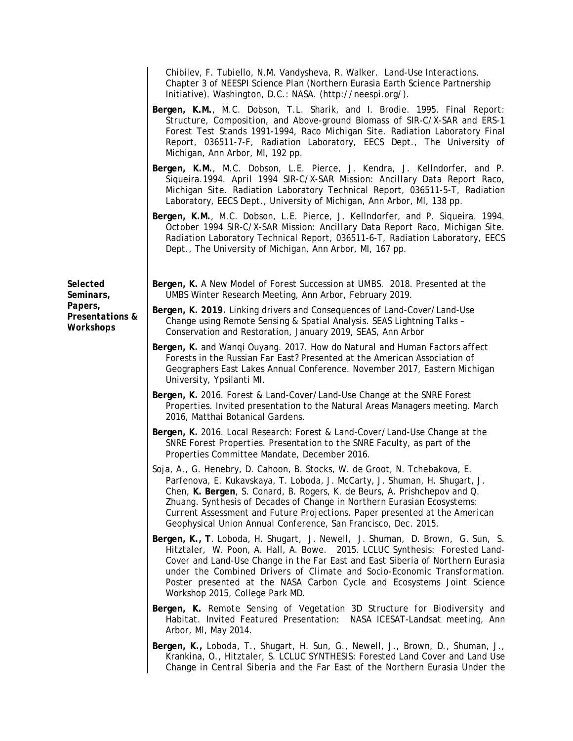Chibilev, F. Tubiello, N.M. Vandysheva, R. Walker. *Land-Use Interactions.* Chapter 3 of NEESPI Science Plan (Northern Eurasia Earth Science Partnership Initiative). Washington, D.C.: NASA. (http://neespi.org/).

**Bergen, K.M.**, M.C. Dobson, T.L. Sharik, and I. Brodie. 1995. Final Report: *Structure, Composition, and Above-ground Biomass of SIR-C/X-SAR and ERS-1 Forest Test Stands 1991-1994, Raco Michigan Site.* Radiation Laboratory Final Report, 036511-7-F, Radiation Laboratory, EECS Dept., The University of Michigan, Ann Arbor, MI, 192 pp.

**Bergen, K.M.**, M.C. Dobson, L.E. Pierce, J. Kendra, J. Kellndorfer, and P. Siqueira.1994. *April 1994 SIR-C/X-SAR Mission: Ancillary Data Report Raco, Michigan Site.* Radiation Laboratory Technical Report, 036511-5-T, Radiation Laboratory, EECS Dept., University of Michigan, Ann Arbor, MI, 138 pp.

**Bergen, K.M.**, M.C. Dobson, L.E. Pierce, J. Kellndorfer, and P. Siqueira. 1994. *October 1994 SIR-C/X-SAR Mission: Ancillary Data Report Raco, Michigan Site.* Radiation Laboratory Technical Report, 036511-6-T, Radiation Laboratory, EECS Dept., The University of Michigan, Ann Arbor, MI, 167 pp.

## *Selected Seminars, Papers, Presentations & Workshops*

**Bergen, K.** A New Model of Forest Succession at UMBS. 2018. Presented at the UMBS Winter Research Meeting, Ann Arbor, February 2019.

**Bergen, K. 2019.** Linking drivers and Consequences of Land-Cover/Land-Use Change using Remote Sensing & Spatial Analysis. SEAS Lightning Talks – Conservation and Restoration, January 2019, SEAS, Ann Arbor

**Bergen, K.** and Wanqi Ouyang. 2017. *How do Natural and Human Factors affect Forests in the Russian Far East?* Presented at the American Association of Geographers East Lakes Annual Conference. November 2017, Eastern Michigan University, Ypsilanti MI.

**Bergen, K.** 2016. *Forest & Land-Cover/Land-Use Change at the SNRE Forest Properties.* Invited presentation to the Natural Areas Managers meeting. March 2016, Matthai Botanical Gardens.

**Bergen, K.** 2016. *Local Research: Forest & Land-Cover/Land-Use Change at the SNRE Forest Properties.* Presentation to the SNRE Faculty, as part of the Properties Committee Mandate, December 2016.

Soja, A., G. Henebry, D. Cahoon, B. Stocks, W. de Groot, N. Tchebakova, E. Parfenova, E. Kukavskaya, T. Loboda, J. McCarty, J. Shuman, H. Shugart, J. Chen, **K. Bergen**, S. Conard, B. Rogers, K. de Beurs, A. Prishchepov and Q. Zhuang. *Synthesis of Decades of Change in Northern Eurasian Ecosystems: Current Assessment and Future Projections.* Paper presented at the American Geophysical Union Annual Conference, San Francisco, Dec. 2015.

**Bergen, K., T**. Loboda, H. Shugart, J. Newell, J. Shuman, D. Brown, G. Sun, S. Hitztaler, W. Poon, A. Hall, A. Bowe. 2015. *LCLUC Synthesis: Forested Land-Cover and Land-Use Change in the Far East and East Siberia of Northern Eurasia under the Combined Drivers of Climate and Socio-Economic Transformation.* Poster presented at the NASA Carbon Cycle and Ecosystems Joint Science Workshop 2015, College Park MD.

**Bergen, K.** *Remote Sensing of Vegetation 3D Structure for Biodiversity and Habitat.* Invited Featured Presentation: NASA ICESAT-Landsat meeting, Ann Arbor, MI, May 2014.

**Bergen, K.,** Loboda, T., Shugart, H. Sun, G., Newell, J., Brown, D., Shuman, J., Krankina, O., Hitztaler, S. *LCLUC SYNTHESIS: Forested Land Cover and Land Use Change in Central Siberia and the Far East of the Northern Eurasia Under the*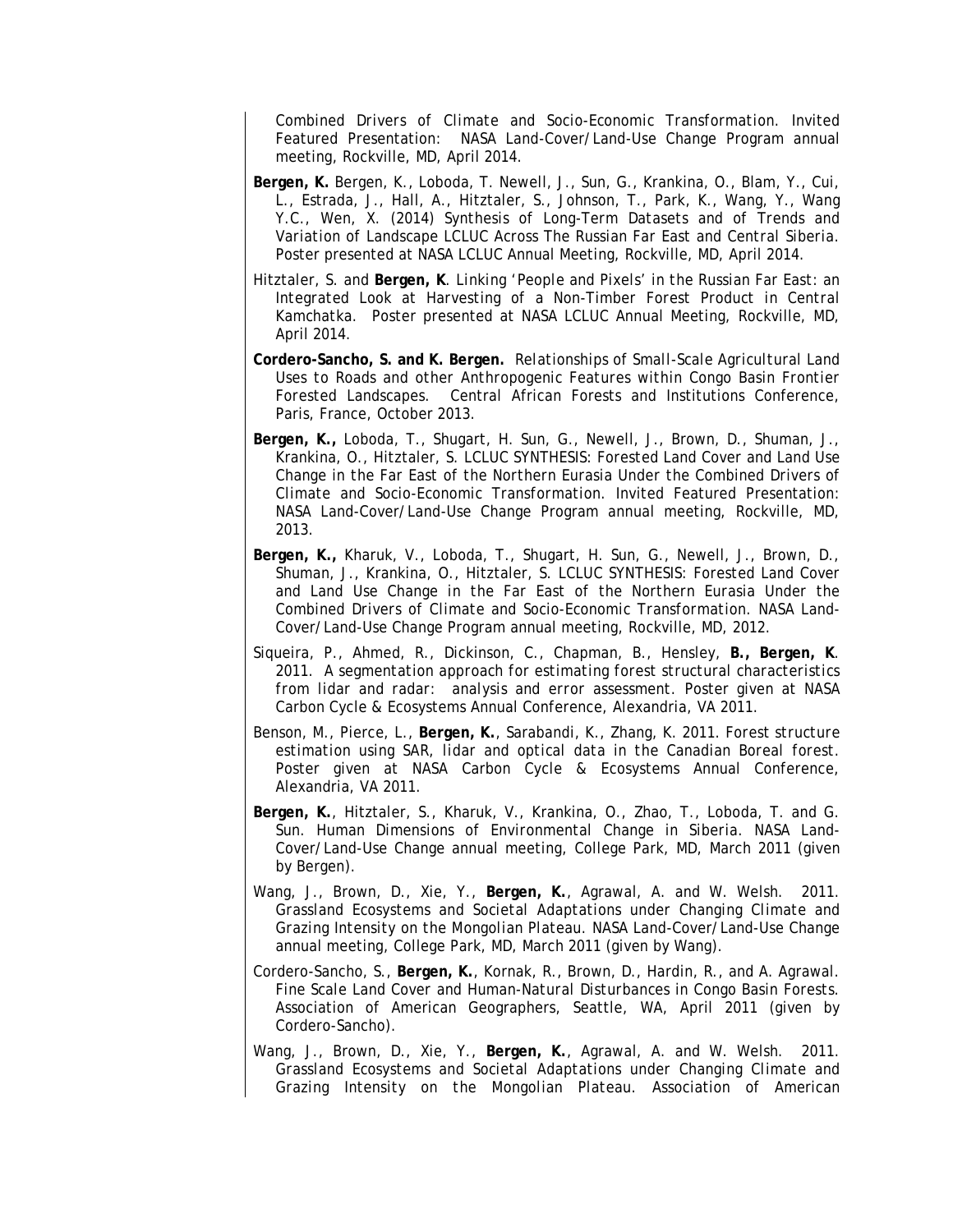Combined Drivers of Climate and Socio-Economic Transformation. Invited Featured Presentation: NASA Land-Cover/Land-Use Change Program annual meeting, Rockville, MD, April 2014.

**Bergen, K.** Bergen, K., Loboda, T. Newell, J., Sun, G., Krankina, O., Blam, Y., Cui, L., Estrada, J., Hall, A., Hitztaler, S., Johnson, T., Park, K., Wang, Y., Wang Y.C., Wen, X. (2014) *Synthesis of Long-Term Datasets and of Trends and Variation of Landscape LCLUC Across The Russian Far East and Central Siberia.* Poster presented at NASA LCLUC Annual Meeting, Rockville, MD, April 2014.

Hitztaler, S. and **Bergen, K**. *Linking 'People and Pixels' in the Russian Far East: an Integrated Look at Harvesting of a Non-Timber Forest Product in Central Kamchatka.* Poster presented at NASA LCLUC Annual Meeting, Rockville, MD, April 2014.

**Cordero-Sancho, S. and K. Bergen.** *Relationships of Small-Scale Agricultural Land Uses to Roads and other Anthropogenic Features within Congo Basin Frontier Forested Landscapes.* Central African Forests and Institutions Conference, Paris, France, October 2013.

**Bergen, K.,** Loboda, T., Shugart, H. Sun, G., Newell, J., Brown, D., Shuman, J., Krankina, O., Hitztaler, S. *LCLUC SYNTHESIS: Forested Land Cover and Land Use Change in the Far East of the Northern Eurasia Under the Combined Drivers of Climate and Socio-Economic Transformation.* Invited Featured Presentation: NASA Land-Cover/Land-Use Change Program annual meeting, Rockville, MD, 2013.

**Bergen, K.,** Kharuk, V., Loboda, T., Shugart, H. Sun, G., Newell, J., Brown, D., Shuman, J., Krankina, O., Hitztaler, S. *LCLUC SYNTHESIS: Forested Land Cover and Land Use Change in the Far East of the Northern Eurasia Under the Combined Drivers of Climate and Socio-Economic Transformation.* NASA Land-Cover/Land-Use Change Program annual meeting, Rockville, MD, 2012.

Siqueira, P., Ahmed, R., Dickinson, C., Chapman, B., Hensley, **B., Bergen, K**. 2011. *A segmentation approach for estimating forest structural characteristics from lidar and radar: analysis and error assessment.* Poster given at NASA Carbon Cycle & Ecosystems Annual Conference, Alexandria, VA 2011.

Benson, M., Pierce, L., **Bergen, K.**, Sarabandi, K., Zhang, K. 2011. *Forest structure estimation using SAR, lidar and optical data in the Canadian Boreal forest.* Poster given at NASA Carbon Cycle & Ecosystems Annual Conference, Alexandria, VA 2011.

**Bergen, K.**, Hitztaler, S., Kharuk, V., Krankina, O., Zhao, T., Loboda, T. and G. Sun. *Human Dimensions of Environmental Change in Siberia.* NASA Land-Cover/Land-Use Change annual meeting, College Park, MD, March 2011 (given by Bergen).

Wang, J., Brown, D., Xie, Y., **Bergen, K.**, Agrawal, A. and W. Welsh. 2011. *Grassland Ecosystems and Societal Adaptations under Changing Climate and Grazing Intensity on the Mongolian Plateau.* NASA Land-Cover/Land-Use Change annual meeting, College Park, MD, March 2011 (given by Wang).

Cordero-Sancho, S., **Bergen, K.**, Kornak, R., Brown, D., Hardin, R., and A. Agrawal. *Fine Scale Land Cover and Human-Natural Disturbances in Congo Basin Forests.* Association of American Geographers, Seattle, WA, April 2011 (given by Cordero-Sancho).

Wang, J., Brown, D., Xie, Y., **Bergen, K.**, Agrawal, A. and W. Welsh. 2011. *Grassland Ecosystems and Societal Adaptations under Changing Climate and Grazing Intensity on the Mongolian Plateau.* Association of American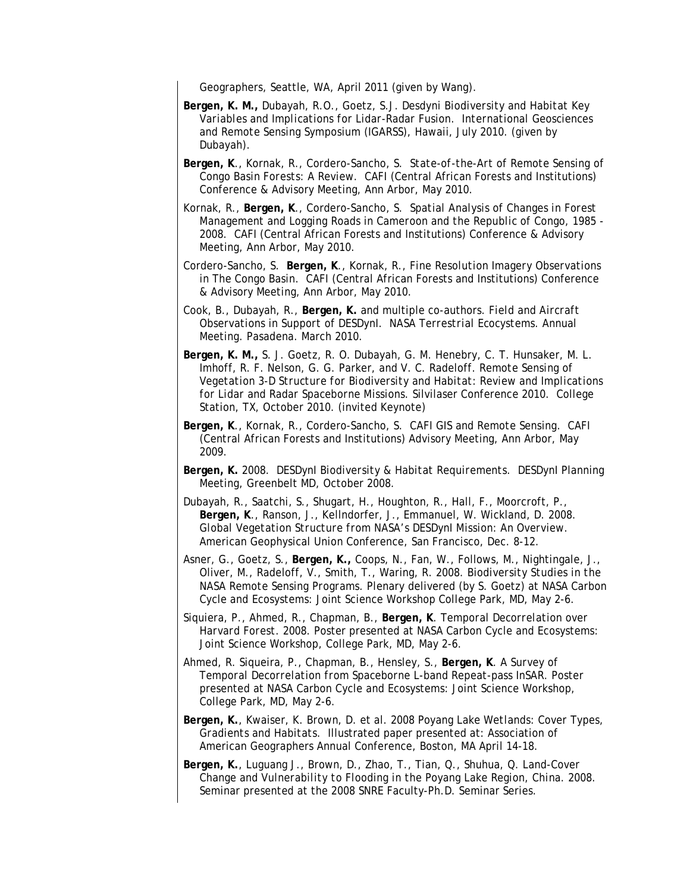Geographers, Seattle, WA, April 2011 (given by Wang).

**Bergen, K. M.,** Dubayah, R.O., Goetz, S.J. *Desdyni Biodiversity and Habitat Key Variables and Implications for Lidar-Radar Fusion.* International Geosciences and Remote Sensing Symposium (IGARSS), Hawaii, July 2010. (given by Dubayah).

**Bergen, K**., Kornak, R., Cordero-Sancho, S. *State-of-the-Art of Remote Sensing of Congo Basin Forests: A Review.* CAFI (Central African Forests and Institutions) Conference & Advisory Meeting, Ann Arbor, May 2010.

Kornak, R., **Bergen, K**., Cordero-Sancho, S. *Spatial Analysis of Changes in Forest Management and Logging Roads in Cameroon and the Republic of Congo, 1985 - 2008.* CAFI (Central African Forests and Institutions) Conference & Advisory Meeting, Ann Arbor, May 2010.

Cordero-Sancho, S. **Bergen, K**., Kornak, R., *Fine Resolution Imagery Observations in The Congo Basin.* CAFI (Central African Forests and Institutions) Conference & Advisory Meeting, Ann Arbor, May 2010.

Cook, B., Dubayah, R., **Bergen, K.** and multiple co-authors. *Field and Aircraft Observations in Support of DESDynI.* NASA Terrestrial Ecocystems. Annual Meeting. Pasadena. March 2010.

**Bergen, K. M.,** S. J. Goetz, R. O. Dubayah, G. M. Henebry, C. T. Hunsaker, M. L. Imhoff, R. F. Nelson, G. G. Parker, and V. C. Radeloff. *Remote Sensing of Vegetation 3-D Structure for Biodiversity and Habitat: Review and Implications for Lidar and Radar Spaceborne Missions.* Silvilaser Conference 2010. College Station, TX, October 2010. (invited Keynote)

**Bergen, K**., Kornak, R., Cordero-Sancho, S. *CAFI GIS and Remote Sensing.* CAFI (Central African Forests and Institutions) Advisory Meeting, Ann Arbor, May 2009.

**Bergen, K.** 2008. *DESDynI Biodiversity & Habitat Requirements.* DESDynI Planning Meeting, Greenbelt MD, October 2008.

Dubayah, R., Saatchi, S., Shugart, H., Houghton, R., Hall, F., Moorcroft, P., **Bergen, K**., Ranson, J., Kellndorfer, J., Emmanuel, W. Wickland, D. 2008. *Global Vegetation Structure from NASA's DESDynI Mission: An Overview.* American Geophysical Union Conference, San Francisco, Dec. 8-12.

Asner, G., Goetz, S., **Bergen, K.,** Coops, N., Fan, W., Follows, M., Nightingale, J., Oliver, M., Radeloff, V., Smith, T., Waring, R. 2008. *Biodiversity Studies in the NASA Remote Sensing Programs.* Plenary delivered (by S. Goetz) at NASA Carbon Cycle and Ecosystems: Joint Science Workshop College Park, MD, May 2-6.

Siquiera, P., Ahmed, R., Chapman, B., **Bergen, K**. *Temporal Decorrelation over Harvard Forest.* 2008. Poster presented at NASA Carbon Cycle and Ecosystems: Joint Science Workshop, College Park, MD, May 2-6.

Ahmed, R. Siqueira, P., Chapman, B., Hensley, S., **Bergen, K**. *A Survey of Temporal Decorrelation from Spaceborne L-band Repeat-pass InSAR.* Poster presented at NASA Carbon Cycle and Ecosystems: Joint Science Workshop, College Park, MD, May 2-6.

**Bergen, K.**, Kwaiser, K. Brown, D. et al. 2008 *Poyang Lake Wetlands: Cover Types, Gradients and Habitats.* Illustrated paper presented at: Association of American Geographers Annual Conference, Boston, MA April 14-18.

**Bergen, K.**, Luguang J., Brown, D., Zhao, T., Tian, Q., Shuhua, Q. *Land-Cover Change and Vulnerability to Flooding in the Poyang Lake Region, China.* 2008. Seminar presented at the 2008 SNRE Faculty-Ph.D. Seminar Series.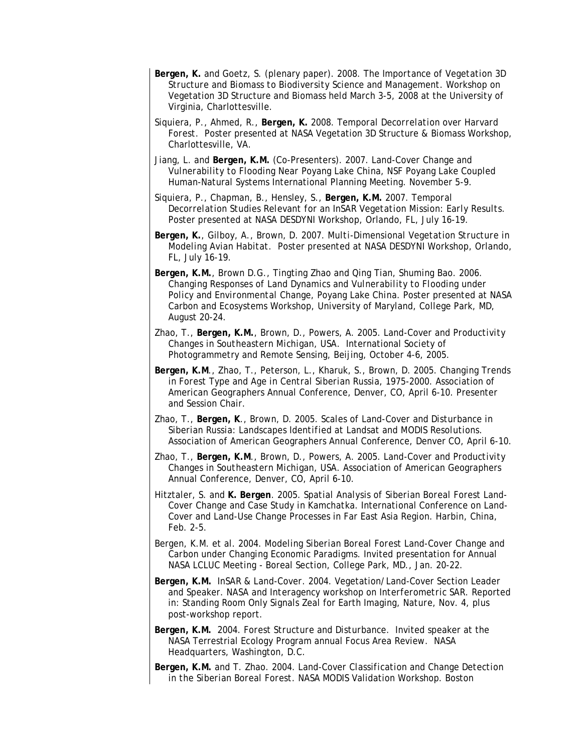**Bergen, K.** and Goetz, S. (plenary paper). 2008. *The Importance of Vegetation 3D Structure and Biomass to Biodiversity Science and Management.* Workshop on Vegetation 3D Structure and Biomass held March 3-5, 2008 at the University of Virginia, Charlottesville.

Siquiera, P., Ahmed, R., **Bergen, K.** 2008. *Temporal Decorrelation over Harvard Forest.* Poster presented at NASA Vegetation 3D Structure & Biomass Workshop, Charlottesville, VA.

Jiang, L. and **Bergen, K.M.** (Co-Presenters). 2007. *Land-Cover Change and Vulnerability to Flooding Near Poyang Lake China*, NSF Poyang Lake Coupled Human-Natural Systems International Planning Meeting. November 5-9.

Siquiera, P., Chapman, B., Hensley, S., **Bergen, K.M.** 2007. *Temporal Decorrelation Studies Relevant for an InSAR Vegetation Mission: Early Results.* Poster presented at NASA DESDYNI Workshop, Orlando, FL, July 16-19.

**Bergen, K.**, Gilboy, A., Brown, D. 2007. *Multi-Dimensional Vegetation Structure in Modeling Avian Habitat.* Poster presented at NASA DESDYNI Workshop, Orlando, FL, July 16-19.

**Bergen, K.M.**, Brown D.G., Tingting Zhao and Qing Tian, Shuming Bao. 2006. *Changing Responses of Land Dynamics and Vulnerability to Flooding under Policy and Environmental Change, Poyang Lake China.* Poster presented at NASA Carbon and Ecosystems Workshop, University of Maryland, College Park, MD, August 20-24.

Zhao, T., **Bergen, K.M.**, Brown, D., Powers, A. 2005. *Land-Cover and Productivity Changes in Southeastern Michigan, USA.* International Society of Photogrammetry and Remote Sensing, Beijing, October 4-6, 2005.

**Bergen, K.M**., Zhao, T., Peterson, L., Kharuk, S., Brown, D. 2005. *Changing Trends in Forest Type and Age in Central Siberian Russia, 1975-2000.* Association of American Geographers Annual Conference, Denver, CO, April 6-10. Presenter and Session Chair.

Zhao, T., **Bergen, K**., Brown, D. 2005. *Scales of Land-Cover and Disturbance in Siberian Russia: Landscapes Identified at Landsat and MODIS Resolutions.* Association of American Geographers Annual Conference, Denver CO, April 6-10.

Zhao, T., **Bergen, K.M**., Brown, D., Powers, A. 2005. *Land-Cover and Productivity Changes in Southeastern Michigan, USA.* Association of American Geographers Annual Conference, Denver, CO, April 6-10.

Hitztaler, S. and **K. Bergen**. 2005. *Spatial Analysis of Siberian Boreal Forest Land-Cover Change and Case Study in Kamchatka.* International Conference on Land-Cover and Land-Use Change Processes in Far East Asia Region. Harbin, China, Feb. 2-5.

Bergen, K.M. et al. 2004. *Modeling Siberian Boreal Forest Land-Cover Change and Carbon under Changing Economic Paradigms.* Invited presentation for Annual NASA LCLUC Meeting - Boreal Section, College Park, MD., Jan. 20-22.

**Bergen, K.M.** InSAR & Land-Cover. 2004. Vegetation/Land-Cover Section Leader and Speaker. NASA and Interagency workshop on *Interferometric SAR*. Reported in: Standing Room Only Signals Zeal for Earth Imaging, *Nature*, Nov. 4, plus post-workshop report.

**Bergen, K.M.** 2004. *Forest Structure and Disturbance.* Invited speaker at the NASA Terrestrial Ecology Program annual Focus Area Review. NASA Headquarters, Washington, D.C.

**Bergen, K.M.** and T. Zhao. 2004. *Land-Cover Classification and Change Detection in the Siberian Boreal Forest.* NASA MODIS Validation Workshop. Boston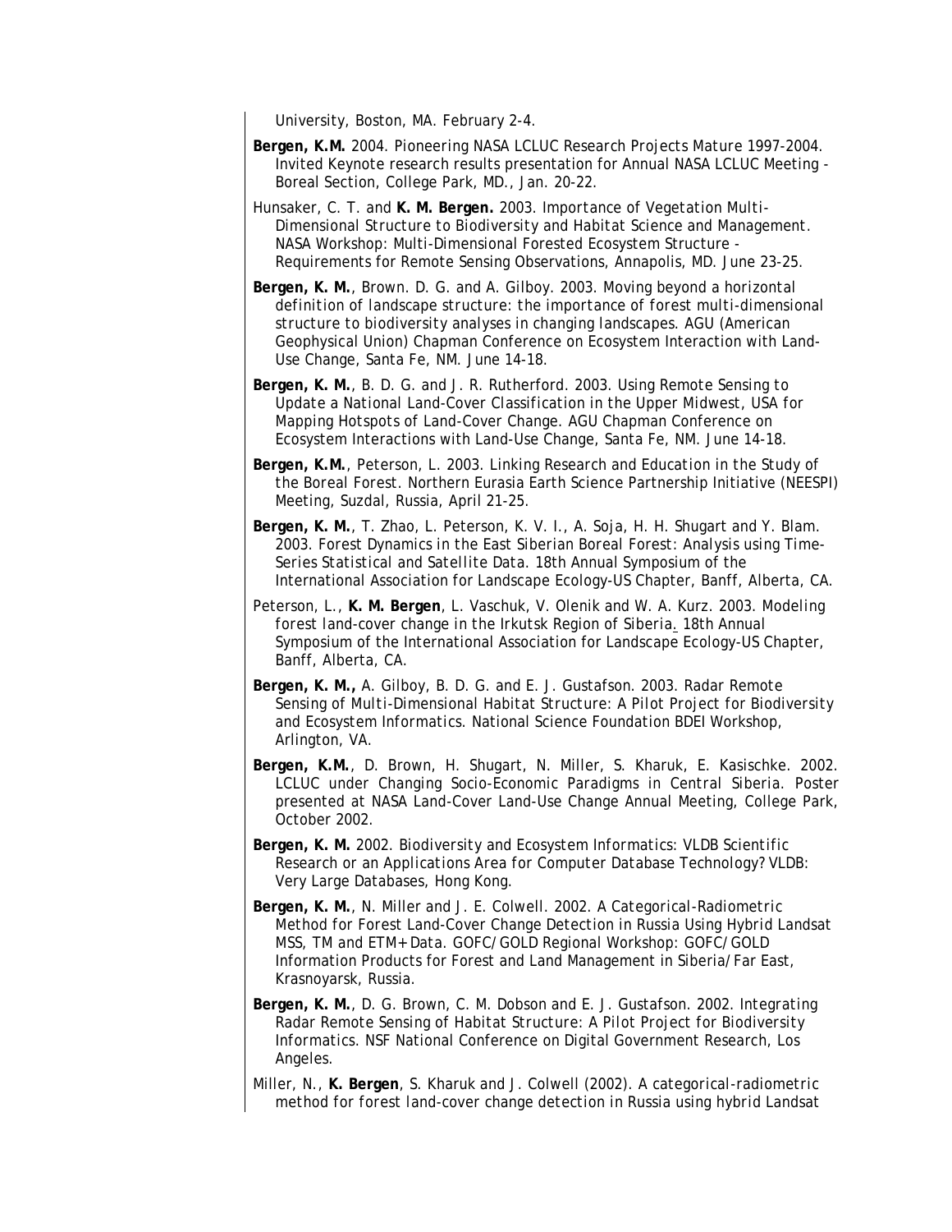University, Boston, MA. February 2-4.

**Bergen, K.M.** 2004. Pioneering NASA LCLUC Research Projects Mature 1997-2004. Invited Keynote research results presentation for Annual NASA LCLUC Meeting - Boreal Section, College Park, MD., Jan. 20-22.

Hunsaker, C. T. and **K. M. Bergen.** 2003. *Importance of Vegetation Multi-Dimensional Structure to Biodiversity and Habitat Science and Management.* NASA Workshop: Multi-Dimensional Forested Ecosystem Structure - Requirements for Remote Sensing Observations, Annapolis, MD. June 23-25.

**Bergen, K. M.**, Brown. D. G. and A. Gilboy. 2003. *Moving beyond a horizontal definition of landscape structure: the importance of forest multi-dimensional structure to biodiversity analyses in changing landscapes.* AGU (American Geophysical Union) Chapman Conference on Ecosystem Interaction with Land-Use Change, Santa Fe, NM. June 14-18.

**Bergen, K. M.**, B. D. G. and J. R. Rutherford. 2003. *Using Remote Sensing to Update a National Land-Cover Classification in the Upper Midwest, USA for Mapping Hotspots of Land-Cover Change.* AGU Chapman Conference on Ecosystem Interactions with Land-Use Change, Santa Fe, NM. June 14-18.

**Bergen, K.M.**, Peterson, L. 2003. *Linking Research and Education in the Study of the Boreal Forest.* Northern Eurasia Earth Science Partnership Initiative (NEESPI) Meeting, Suzdal, Russia, April 21-25.

**Bergen, K. M.**, T. Zhao, L. Peterson, K. V. I., A. Soja, H. H. Shugart and Y. Blam. 2003. *Forest Dynamics in the East Siberian Boreal Forest: Analysis using Time-Series Statistical and Satellite Data.* 18th Annual Symposium of the International Association for Landscape Ecology-US Chapter, Banff, Alberta, CA.

Peterson, L., **K. M. Bergen**, L. Vaschuk, V. Olenik and W. A. Kurz. 2003. *Modeling forest land-cover change in the Irkutsk Region of Siberia*. 18th Annual Symposium of the International Association for Landscape Ecology-US Chapter, Banff, Alberta, CA.

**Bergen, K. M.,** A. Gilboy, B. D. G. and E. J. Gustafson. 2003. *Radar Remote Sensing of Multi-Dimensional Habitat Structure: A Pilot Project for Biodiversity and Ecosystem Informatics.* National Science Foundation BDEI Workshop, Arlington, VA.

**Bergen, K.M.**, D. Brown, H. Shugart, N. Miller, S. Kharuk, E. Kasischke. 2002. *LCLUC under Changing Socio-Economic Paradigms in Central Siberia.* Poster presented at NASA Land-Cover Land-Use Change Annual Meeting, College Park, October 2002.

**Bergen, K. M.** 2002. *Biodiversity and Ecosystem Informatics: VLDB Scientific Research or an Applications Area for Computer Database Technology?* VLDB: Very Large Databases, Hong Kong.

**Bergen, K. M.**, N. Miller and J. E. Colwell. 2002. *A Categorical-Radiometric Method for Forest Land-Cover Change Detection in Russia Using Hybrid Landsat MSS, TM and ETM+ Data.* GOFC/GOLD Regional Workshop: GOFC/GOLD Information Products for Forest and Land Management in Siberia/Far East, Krasnoyarsk, Russia.

**Bergen, K. M.**, D. G. Brown, C. M. Dobson and E. J. Gustafson. 2002. *Integrating Radar Remote Sensing of Habitat Structure: A Pilot Project for Biodiversity Informatics.* NSF National Conference on Digital Government Research, Los Angeles.

Miller, N., **K. Bergen**, S. Kharuk and J. Colwell (2002). *A categorical-radiometric method for forest land-cover change detection in Russia using hybrid Landsat*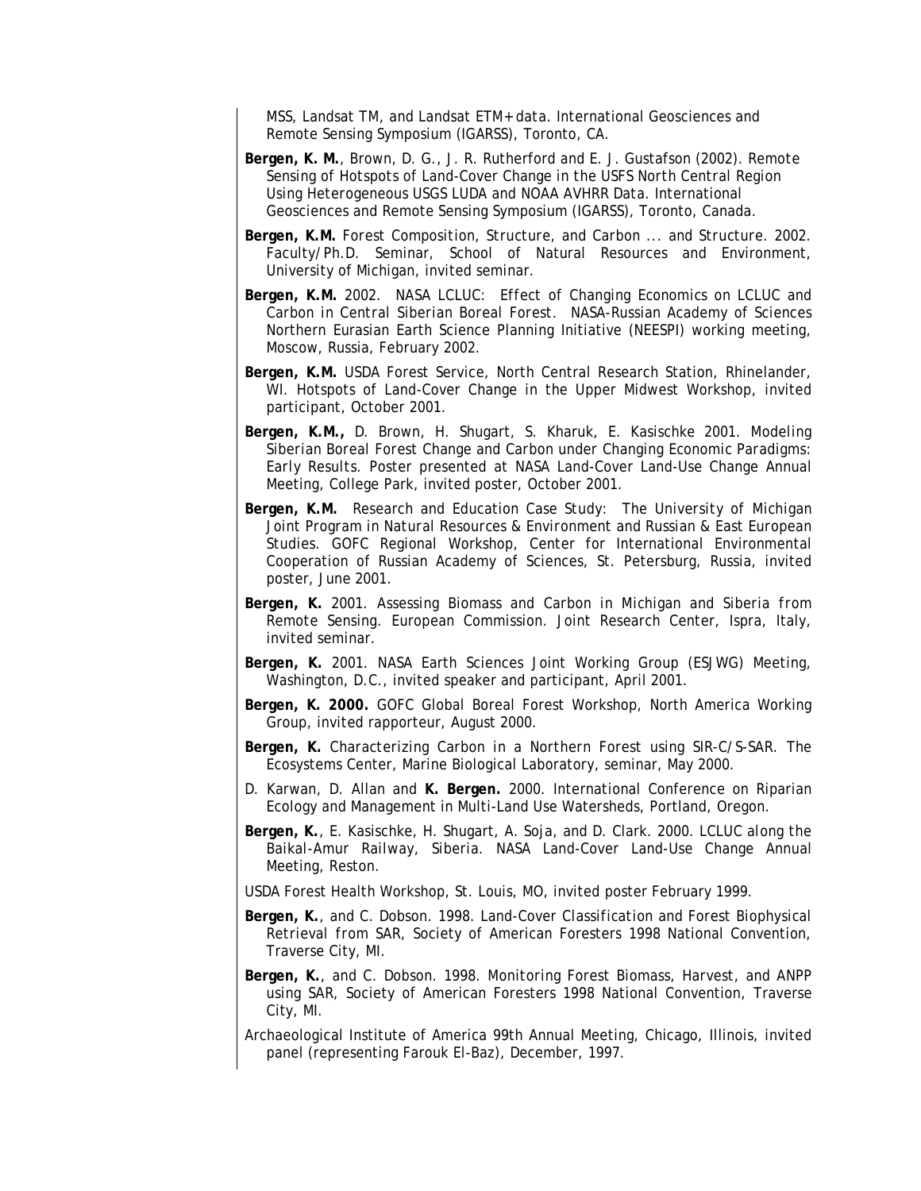MSS, Landsat TM, and Landsat ETM+ data. International Geosciences and Remote Sensing Symposium (IGARSS), Toronto, CA.

**Bergen, K. M.**, Brown, D. G., J. R. Rutherford and E. J. Gustafson (2002). Remote Sensing of Hotspots of Land-Cover Change in the USFS North Central Region Using Heterogeneous USGS LUDA and NOAA AVHRR Data. International Geosciences and Remote Sensing Symposium (IGARSS), Toronto, Canada.

**Bergen, K.M.** Forest Composition, Structure, and Carbon ... and Structure. 2002. Faculty/Ph.D. Seminar, School of Natural Resources and Environment, University of Michigan, invited seminar.

**Bergen, K.M.** 2002. NASA LCLUC: Effect of Changing Economics on LCLUC and Carbon in Central Siberian Boreal Forest. NASA-Russian Academy of Sciences Northern Eurasian Earth Science Planning Initiative (NEESPI) working meeting, Moscow, Russia, February 2002.

**Bergen, K.M.** USDA Forest Service, North Central Research Station, Rhinelander, WI. Hotspots of Land-Cover Change in the Upper Midwest Workshop, invited participant, October 2001.

**Bergen, K.M.,** D. Brown, H. Shugart, S. Kharuk, E. Kasischke 2001. Modeling Siberian Boreal Forest Change and Carbon under Changing Economic Paradigms: Early Results. Poster presented at NASA Land-Cover Land-Use Change Annual Meeting, College Park, invited poster, October 2001.

**Bergen, K.M.** Research and Education Case Study: The University of Michigan Joint Program in Natural Resources & Environment and Russian & East European Studies. GOFC Regional Workshop, Center for International Environmental Cooperation of Russian Academy of Sciences, St. Petersburg, Russia, invited poster, June 2001.

**Bergen, K.** 2001. Assessing Biomass and Carbon in Michigan and Siberia from Remote Sensing. European Commission. Joint Research Center, Ispra, Italy, invited seminar.

**Bergen, K.** 2001. NASA Earth Sciences Joint Working Group (ESJWG) Meeting, Washington, D.C., invited speaker and participant, April 2001.

**Bergen, K. 2000.** GOFC Global Boreal Forest Workshop, North America Working Group, invited rapporteur, August 2000.

**Bergen, K.** Characterizing Carbon in a Northern Forest using SIR-C/S-SAR. The Ecosystems Center, Marine Biological Laboratory, seminar, May 2000.

D. Karwan, D. Allan and **K. Bergen.** 2000. International Conference on Riparian Ecology and Management in Multi-Land Use Watersheds, Portland, Oregon.

**Bergen, K.**, E. Kasischke, H. Shugart, A. Soja, and D. Clark. 2000. LCLUC along the Baikal-Amur Railway, Siberia. NASA Land-Cover Land-Use Change Annual Meeting, Reston.

USDA Forest Health Workshop, St. Louis, MO, invited poster February 1999.

**Bergen, K.**, and C. Dobson. 1998. Land-Cover Classification and Forest Biophysical Retrieval from SAR, Society of American Foresters 1998 National Convention, Traverse City, MI.

**Bergen, K.**, and C. Dobson. 1998. Monitoring Forest Biomass, Harvest, and ANPP using SAR, Society of American Foresters 1998 National Convention, Traverse City, MI.

Archaeological Institute of America 99th Annual Meeting, Chicago, Illinois, invited panel (representing Farouk El-Baz), December, 1997.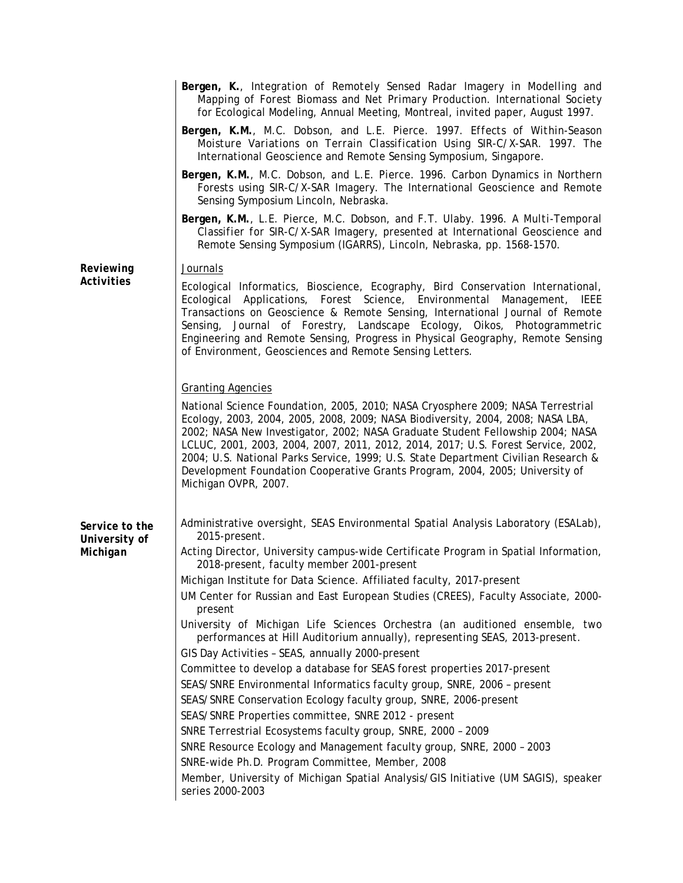**Bergen, K.**, Integration of Remotely Sensed Radar Imagery in Modelling and Mapping of Forest Biomass and Net Primary Production. International Society for Ecological Modeling, Annual Meeting, Montreal, invited paper, August 1997.

**Bergen, K.M.**, M.C. Dobson, and L.E. Pierce. 1997. Effects of Within-Season Moisture Variations on Terrain Classification Using SIR-C/X-SAR. 1997. The International Geoscience and Remote Sensing Symposium, Singapore.

**Bergen, K.M.**, M.C. Dobson, and L.E. Pierce. 1996. Carbon Dynamics in Northern Forests using SIR-C/X-SAR Imagery. The International Geoscience and Remote Sensing Symposium Lincoln, Nebraska.

**Bergen, K.M.**, L.E. Pierce, M.C. Dobson, and F.T. Ulaby. 1996. A Multi-Temporal Classifier for SIR-C/X-SAR Imagery, presented at International Geoscience and Remote Sensing Symposium (IGARRS), Lincoln, Nebraska, pp. 1568-1570.

***Reviewing Activities***

Journals

Ecological Informatics, Bioscience, Ecography, Bird Conservation International, Ecological Applications, Forest Science, Environmental Management, IEEE Transactions on Geoscience & Remote Sensing, International Journal of Remote Sensing, Journal of Forestry, Landscape Ecology, Oikos, Photogrammetric Engineering and Remote Sensing, Progress in Physical Geography, Remote Sensing of Environment, Geosciences and Remote Sensing Letters.

Granting Agencies

National Science Foundation, 2005, 2010; NASA Cryosphere 2009; NASA Terrestrial Ecology, 2003, 2004, 2005, 2008, 2009; NASA Biodiversity, 2004, 2008; NASA LBA, 2002; NASA New Investigator, 2002; NASA Graduate Student Fellowship 2004; NASA LCLUC, 2001, 2003, 2004, 2007, 2011, 2012, 2014, 2017; U.S. Forest Service, 2002, 2004; U.S. National Parks Service, 1999; U.S. State Department Civilian Research & Development Foundation Cooperative Grants Program, 2004, 2005; University of Michigan OVPR, 2007.

***Service to the University of Michigan***

Administrative oversight, SEAS Environmental Spatial Analysis Laboratory (ESALab), 2015-present.

Acting Director, University campus-wide Certificate Program in Spatial Information, 2018-present, faculty member 2001-present

Michigan Institute for Data Science. Affiliated faculty, 2017-present

UM Center for Russian and East European Studies (CREES), Faculty Associate, 2000-present

University of Michigan Life Sciences Orchestra (an auditioned ensemble, two performances at Hill Auditorium annually), representing SEAS, 2013-present.

GIS Day Activities – SEAS, annually 2000-present

Committee to develop a database for SEAS forest properties 2017-present

SEAS/SNRE Environmental Informatics faculty group, SNRE, 2006 – present

SEAS/SNRE Conservation Ecology faculty group, SNRE, 2006-present

SEAS/SNRE Properties committee, SNRE 2012 - present

SNRE Terrestrial Ecosystems faculty group, SNRE, 2000 – 2009

SNRE Resource Ecology and Management faculty group, SNRE, 2000 – 2003

SNRE-wide Ph.D. Program Committee, Member, 2008

Member, University of Michigan Spatial Analysis/GIS Initiative (UM SAGIS), speaker series 2000-2003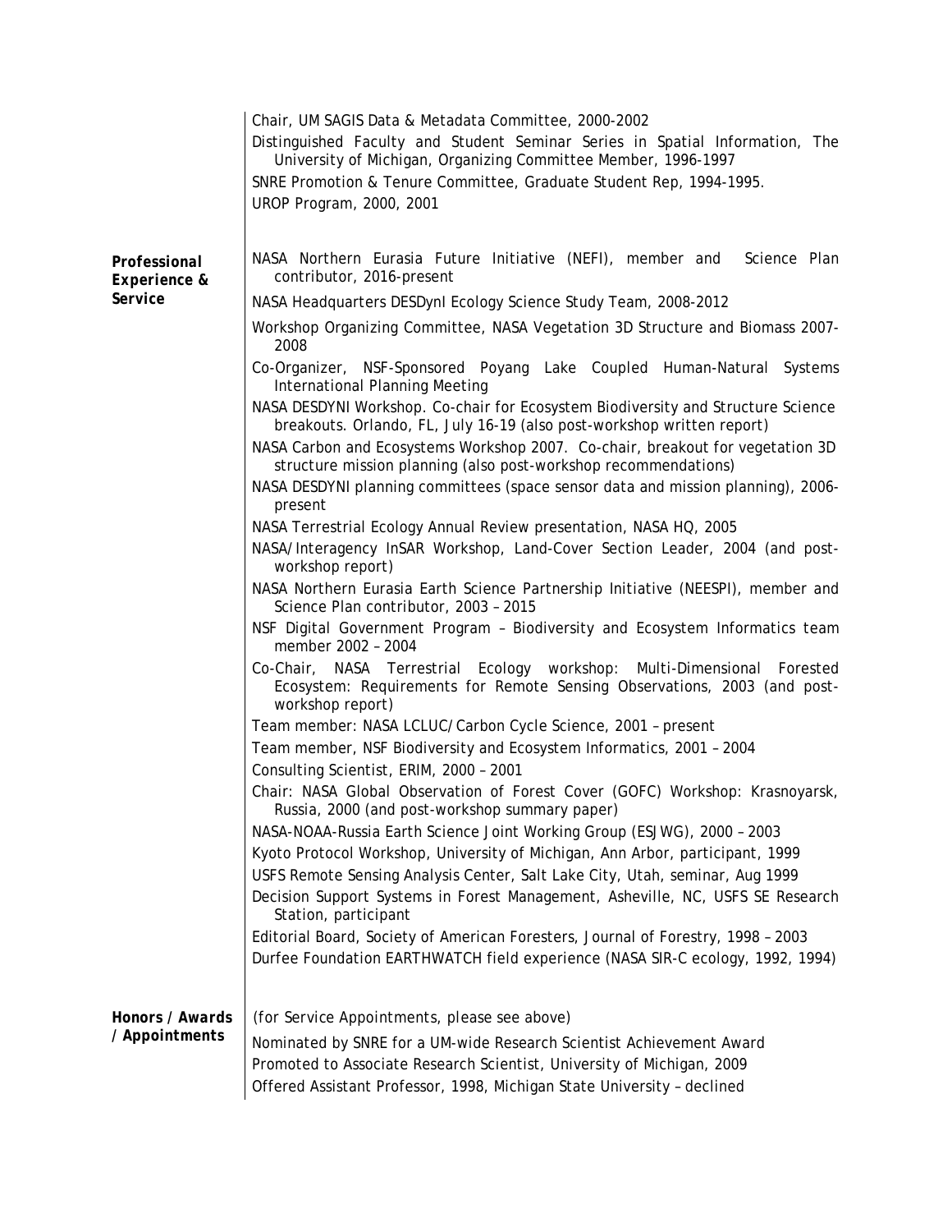Chair, UM SAGIS Data & Metadata Committee, 2000-2002

Distinguished Faculty and Student Seminar Series in Spatial Information, The University of Michigan, Organizing Committee Member, 1996-1997

SNRE Promotion & Tenure Committee, Graduate Student Rep, 1994-1995.

UROP Program, 2000, 2001

**Professional Experience & Service**

NASA Northern Eurasia Future Initiative (NEFI), member and Science Plan contributor, 2016-present

NASA Headquarters DESDynI Ecology Science Study Team, 2008-2012

Workshop Organizing Committee, NASA Vegetation 3D Structure and Biomass 2007-2008

Co-Organizer, NSF-Sponsored Poyang Lake Coupled Human-Natural Systems International Planning Meeting

NASA DESDYNI Workshop. Co-chair for Ecosystem Biodiversity and Structure Science breakouts. Orlando, FL, July 16-19 (also post-workshop written report)

NASA Carbon and Ecosystems Workshop 2007. Co-chair, breakout for vegetation 3D structure mission planning (also post-workshop recommendations)

NASA DESDYNI planning committees (space sensor data and mission planning), 2006-present

NASA Terrestrial Ecology Annual Review presentation, NASA HQ, 2005

NASA/Interagency InSAR Workshop, Land-Cover Section Leader, 2004 (and post-workshop report)

NASA Northern Eurasia Earth Science Partnership Initiative (NEESPI), member and Science Plan contributor, 2003 – 2015

NSF Digital Government Program – Biodiversity and Ecosystem Informatics team member 2002 – 2004

Co-Chair, NASA Terrestrial Ecology workshop: Multi-Dimensional Forested Ecosystem: Requirements for Remote Sensing Observations, 2003 (and post-workshop report)

Team member: NASA LCLUC/Carbon Cycle Science, 2001 – present

Team member, NSF Biodiversity and Ecosystem Informatics, 2001 – 2004

Consulting Scientist, ERIM, 2000 – 2001

Chair: NASA Global Observation of Forest Cover (GOFC) Workshop: Krasnoyarsk, Russia, 2000 (and post-workshop summary paper)

NASA-NOAA-Russia Earth Science Joint Working Group (ESJWG), 2000 – 2003

Kyoto Protocol Workshop, University of Michigan, Ann Arbor, participant, 1999

USFS Remote Sensing Analysis Center, Salt Lake City, Utah, seminar, Aug 1999

Decision Support Systems in Forest Management, Asheville, NC, USFS SE Research Station, participant

Editorial Board, Society of American Foresters, Journal of Forestry, 1998 – 2003

Durfee Foundation EARTHWATCH field experience (NASA SIR-C ecology, 1992, 1994)

**Honors / Awards / Appointments**

(for Service Appointments, please see above)

Nominated by SNRE for a UM-wide Research Scientist Achievement Award

Promoted to Associate Research Scientist, University of Michigan, 2009

Offered Assistant Professor, 1998, Michigan State University – declined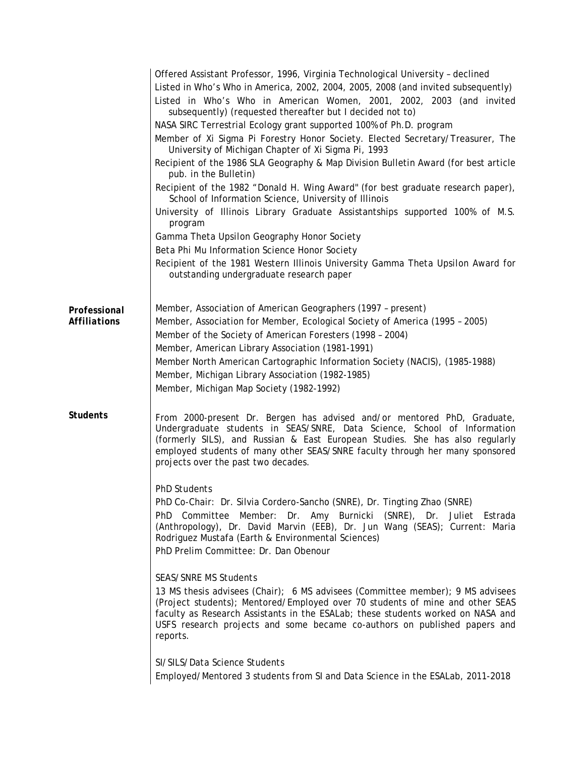Offered Assistant Professor, 1996, Virginia Technological University – declined

Listed in Who's Who in America, 2002, 2004, 2005, 2008 (and invited subsequently)

Listed in Who's Who in American Women, 2001, 2002, 2003 (and invited subsequently) (requested thereafter but I decided not to)

NASA SIRC Terrestrial Ecology grant supported 100% of Ph.D. program

Member of Xi Sigma Pi Forestry Honor Society. Elected Secretary/Treasurer, The University of Michigan Chapter of Xi Sigma Pi, 1993

Recipient of the 1986 SLA Geography & Map Division Bulletin Award (for best article pub. in the Bulletin)

Recipient of the 1982 "Donald H. Wing Award" (for best graduate research paper), School of Information Science, University of Illinois

University of Illinois Library Graduate Assistantships supported 100% of M.S. program

Gamma Theta Upsilon Geography Honor Society

Beta Phi Mu Information Science Honor Society

Recipient of the 1981 Western Illinois University Gamma Theta Upsilon Award for outstanding undergraduate research paper

**Professional Affiliations**

Member, Association of American Geographers (1997 – present)

Member, Association for Member, Ecological Society of America (1995 – 2005)

Member of the Society of American Foresters (1998 – 2004)

Member, American Library Association (1981-1991)

Member North American Cartographic Information Society (NACIS), (1985-1988)

Member, Michigan Library Association (1982-1985)

Member, Michigan Map Society (1982-1992)

**Students**

From 2000-present Dr. Bergen has advised and/or mentored PhD, Graduate, Undergraduate students in SEAS/SNRE, Data Science, School of Information (formerly SILS), and Russian & East European Studies. She has also regularly employed students of many other SEAS/SNRE faculty through her many sponsored projects over the past two decades.

PhD Students

PhD Co-Chair: Dr. Silvia Cordero-Sancho (SNRE), Dr. Tingting Zhao (SNRE)

PhD Committee Member: Dr. Amy Burnicki (SNRE), Dr. Juliet Estrada (Anthropology), Dr. David Marvin (EEB), Dr. Jun Wang (SEAS); Current: Maria Rodriguez Mustafa (Earth & Environmental Sciences)

PhD Prelim Committee: Dr. Dan Obenour

SEAS/SNRE MS Students

13 MS thesis advisees (Chair); 6 MS advisees (Committee member); 9 MS advisees (Project students); Mentored/Employed over 70 students of mine and other SEAS faculty as Research Assistants in the ESALab; these students worked on NASA and USFS research projects and some became co-authors on published papers and reports.

SI/SILS/Data Science Students

Employed/Mentored 3 students from SI and Data Science in the ESALab, 2011-2018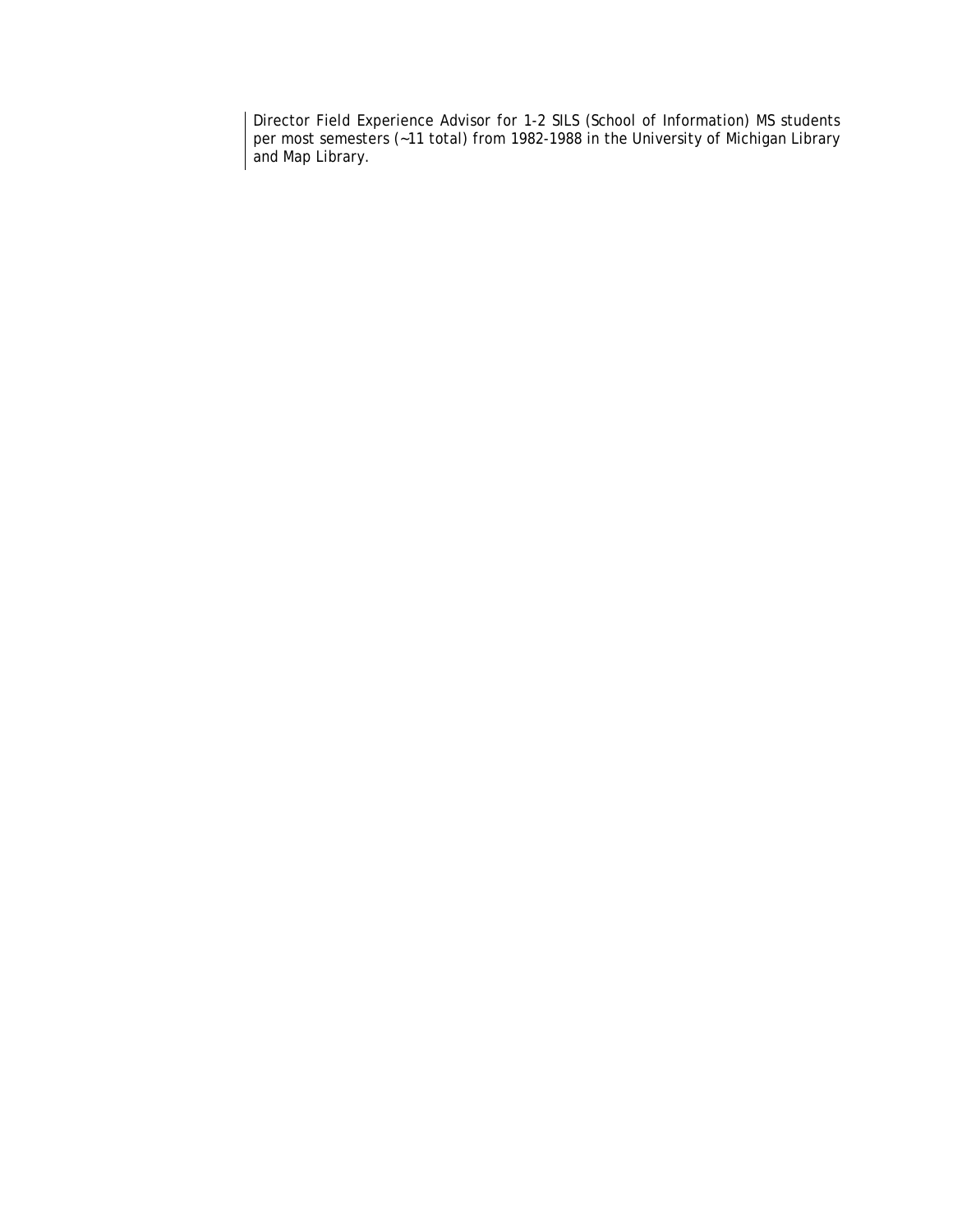Director Field Experience Advisor for 1-2 SILS (School of Information) MS students per most semesters (~11 total) from 1982-1988 in the University of Michigan Library and Map Library.